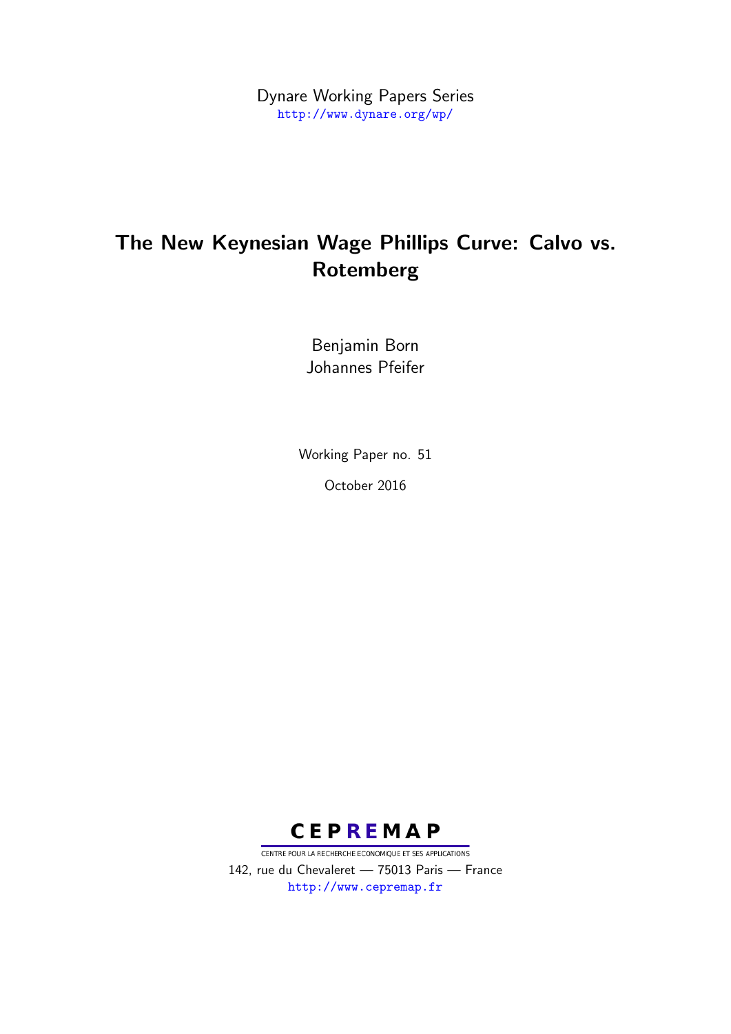Dynare Working Papers Series
http://www.dynare.org/wp/

# The New Keynesian Wage Phillips Curve: Calvo vs. Rotemberg

Benjamin Born
Johannes Pfeifer

Working Paper no. 51

October 2016

**CEPREMAP**

CENTRE POUR LA RECHERCHE ECONOMIQUE ET SES APPLICATIONS
142, rue du Chevaleret — 75013 Paris — France
http://www.cepremap.fr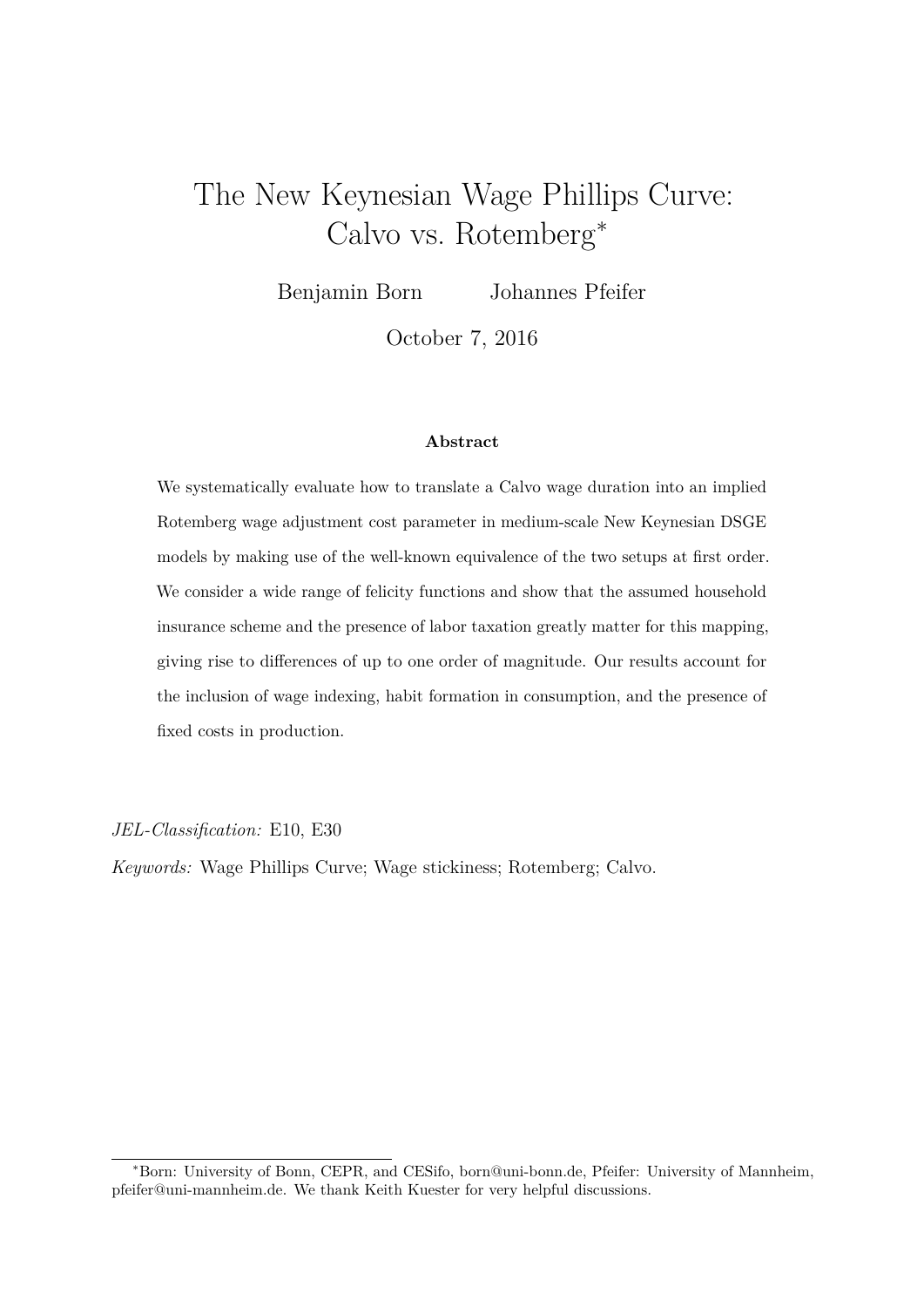# The New Keynesian Wage Phillips Curve: Calvo vs. Rotemberg*

Benjamin Born    Johannes Pfeifer

October 7, 2016

**Abstract**

We systematically evaluate how to translate a Calvo wage duration into an implied Rotemberg wage adjustment cost parameter in medium-scale New Keynesian DSGE models by making use of the well-known equivalence of the two setups at first order. We consider a wide range of felicity functions and show that the assumed household insurance scheme and the presence of labor taxation greatly matter for this mapping, giving rise to differences of up to one order of magnitude. Our results account for the inclusion of wage indexing, habit formation in consumption, and the presence of fixed costs in production.

*JEL-Classification:* E10, E30

*Keywords:* Wage Phillips Curve; Wage stickiness; Rotemberg; Calvo.

---

*Born: University of Bonn, CEPR, and CESifo, born@uni-bonn.de, Pfeifer: University of Mannheim, pfeifer@uni-mannheim.de. We thank Keith Kuester for very helpful discussions.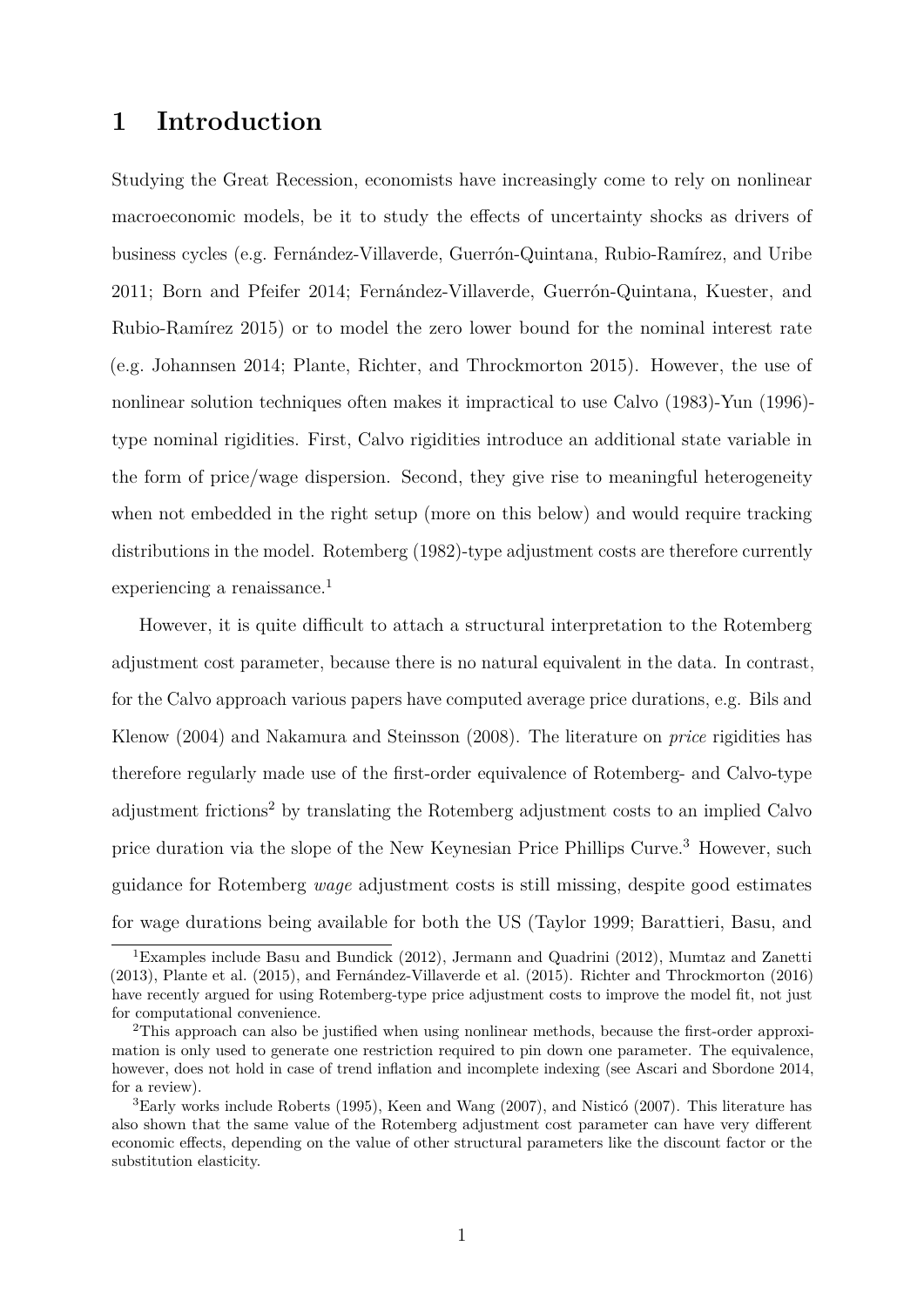# 1 Introduction

Studying the Great Recession, economists have increasingly come to rely on nonlinear macroeconomic models, be it to study the effects of uncertainty shocks as drivers of business cycles (e.g. Fernández-Villaverde, Guerrón-Quintana, Rubio-Ramírez, and Uribe 2011; Born and Pfeifer 2014; Fernández-Villaverde, Guerrón-Quintana, Kuester, and Rubio-Ramírez 2015) or to model the zero lower bound for the nominal interest rate (e.g. Johannsen 2014; Plante, Richter, and Throckmorton 2015). However, the use of nonlinear solution techniques often makes it impractical to use Calvo (1983)-Yun (1996)-type nominal rigidities. First, Calvo rigidities introduce an additional state variable in the form of price/wage dispersion. Second, they give rise to meaningful heterogeneity when not embedded in the right setup (more on this below) and would require tracking distributions in the model. Rotemberg (1982)-type adjustment costs are therefore currently experiencing a renaissance.[1]

However, it is quite difficult to attach a structural interpretation to the Rotemberg adjustment cost parameter, because there is no natural equivalent in the data. In contrast, for the Calvo approach various papers have computed average price durations, e.g. Bils and Klenow (2004) and Nakamura and Steinsson (2008). The literature on *price* rigidities has therefore regularly made use of the first-order equivalence of Rotemberg- and Calvo-type adjustment frictions[2] by translating the Rotemberg adjustment costs to an implied Calvo price duration via the slope of the New Keynesian Price Phillips Curve.[3] However, such guidance for Rotemberg *wage* adjustment costs is still missing, despite good estimates for wage durations being available for both the US (Taylor 1999; Barattieri, Basu, and

---

[1] Examples include Basu and Bundick (2012), Jermann and Quadrini (2012), Mumtaz and Zanetti (2013), Plante et al. (2015), and Fernández-Villaverde et al. (2015). Richter and Throckmorton (2016) have recently argued for using Rotemberg-type price adjustment costs to improve the model fit, not just for computational convenience.

[2] This approach can also be justified when using nonlinear methods, because the first-order approximation is only used to generate one restriction required to pin down one parameter. The equivalence, however, does not hold in case of trend inflation and incomplete indexing (see Ascari and Sbordone 2014, for a review).

[3] Early works include Roberts (1995), Keen and Wang (2007), and Nisticó (2007). This literature has also shown that the same value of the Rotemberg adjustment cost parameter can have very different economic effects, depending on the value of other structural parameters like the discount factor or the substitution elasticity.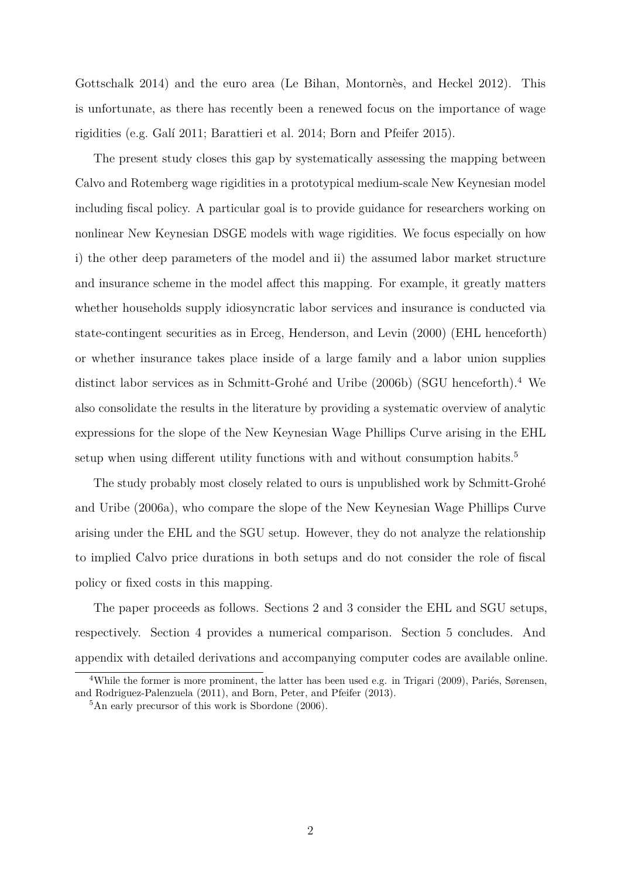Gottschalk 2014) and the euro area (Le Bihan, Montornès, and Heckel 2012). This is unfortunate, as there has recently been a renewed focus on the importance of wage rigidities (e.g. Galí 2011; Barattieri et al. 2014; Born and Pfeifer 2015).

The present study closes this gap by systematically assessing the mapping between Calvo and Rotemberg wage rigidities in a prototypical medium-scale New Keynesian model including fiscal policy. A particular goal is to provide guidance for researchers working on nonlinear New Keynesian DSGE models with wage rigidities. We focus especially on how i) the other deep parameters of the model and ii) the assumed labor market structure and insurance scheme in the model affect this mapping. For example, it greatly matters whether households supply idiosyncratic labor services and insurance is conducted via state-contingent securities as in Erceg, Henderson, and Levin (2000) (EHL henceforth) or whether insurance takes place inside of a large family and a labor union supplies distinct labor services as in Schmitt-Grohé and Uribe (2006b) (SGU henceforth).[4] We also consolidate the results in the literature by providing a systematic overview of analytic expressions for the slope of the New Keynesian Wage Phillips Curve arising in the EHL setup when using different utility functions with and without consumption habits.[5]

The study probably most closely related to ours is unpublished work by Schmitt-Grohé and Uribe (2006a), who compare the slope of the New Keynesian Wage Phillips Curve arising under the EHL and the SGU setup. However, they do not analyze the relationship to implied Calvo price durations in both setups and do not consider the role of fiscal policy or fixed costs in this mapping.

The paper proceeds as follows. Sections 2 and 3 consider the EHL and SGU setups, respectively. Section 4 provides a numerical comparison. Section 5 concludes. And appendix with detailed derivations and accompanying computer codes are available online.

[4]While the former is more prominent, the latter has been used e.g. in Trigari (2009), Pariés, Sørensen, and Rodriguez-Palenzuela (2011), and Born, Peter, and Pfeifer (2013).

[5]An early precursor of this work is Sbordone (2006).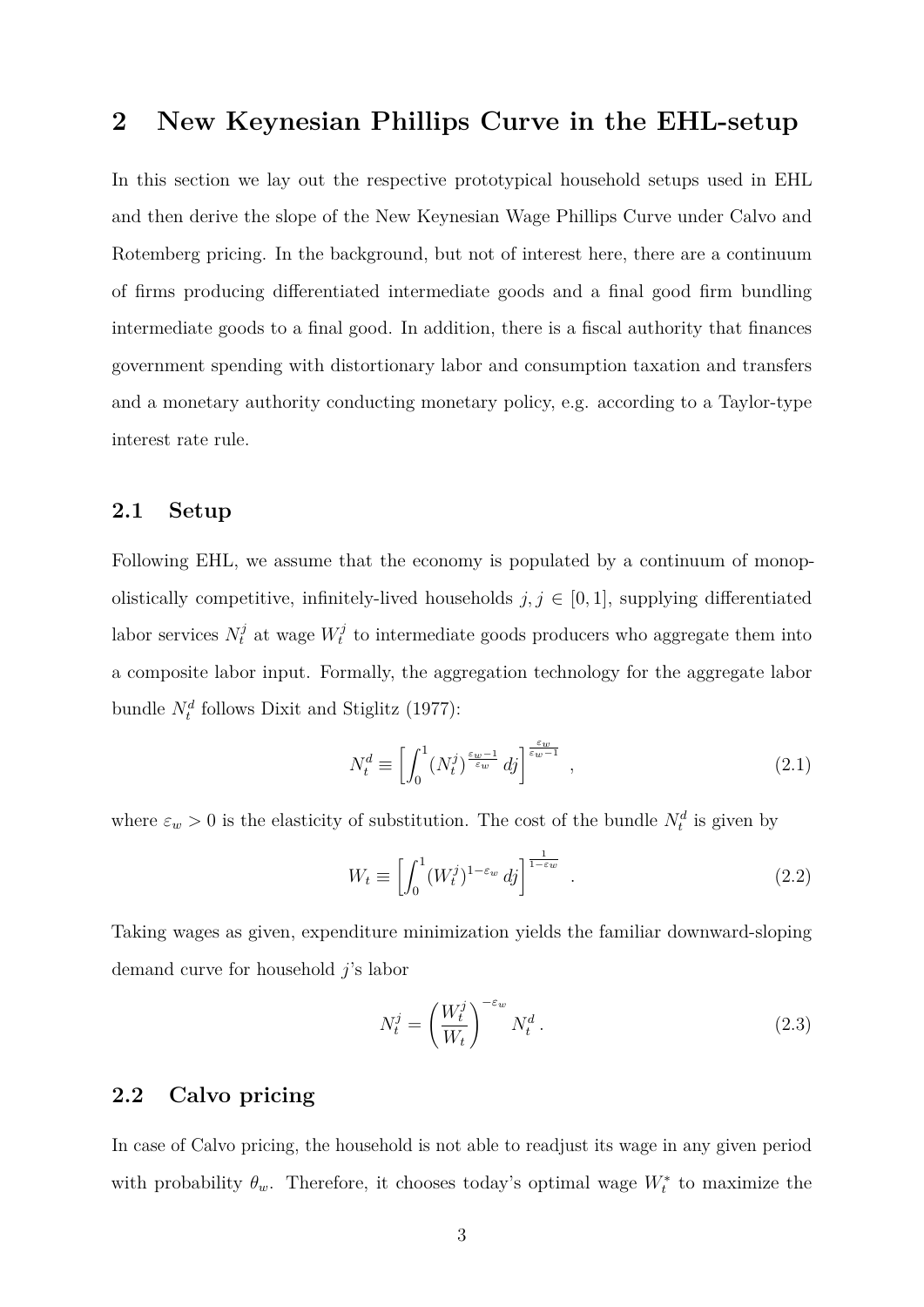## 2 New Keynesian Phillips Curve in the EHL-setup

In this section we lay out the respective prototypical household setups used in EHL and then derive the slope of the New Keynesian Wage Phillips Curve under Calvo and Rotemberg pricing. In the background, but not of interest here, there are a continuum of firms producing differentiated intermediate goods and a final good firm bundling intermediate goods to a final good. In addition, there is a fiscal authority that finances government spending with distortionary labor and consumption taxation and transfers and a monetary authority conducting monetary policy, e.g. according to a Taylor-type interest rate rule.

### 2.1 Setup

Following EHL, we assume that the economy is populated by a continuum of monopolistically competitive, infinitely-lived households $j, j \in [0,1]$, supplying differentiated labor services $N_t^j$ at wage $W_t^j$ to intermediate goods producers who aggregate them into a composite labor input. Formally, the aggregation technology for the aggregate labor bundle $N_t^d$ follows Dixit and Stiglitz (1977):

$$N_t^d \equiv \left[\int_0^1 (N_t^j)^{\frac{\varepsilon_w - 1}{\varepsilon_w}} \, dj\right]^{\frac{\varepsilon_w}{\varepsilon_w - 1}} \quad , \tag{2.1}$$

where $\varepsilon_w > 0$ is the elasticity of substitution. The cost of the bundle $N_t^d$ is given by

$$W_t \equiv \left[\int_0^1 (W_t^j)^{1-\varepsilon_w} \, dj\right]^{\frac{1}{1-\varepsilon_w}} \quad . \tag{2.2}$$

Taking wages as given, expenditure minimization yields the familiar downward-sloping demand curve for household $j$'s labor

$$N_t^j = \left(\frac{W_t^j}{W_t}\right)^{-\varepsilon_w} N_t^d \, . \tag{2.3}$$

### 2.2 Calvo pricing

In case of Calvo pricing, the household is not able to readjust its wage in any given period with probability $\theta_w$. Therefore, it chooses today's optimal wage $W_t^*$ to maximize the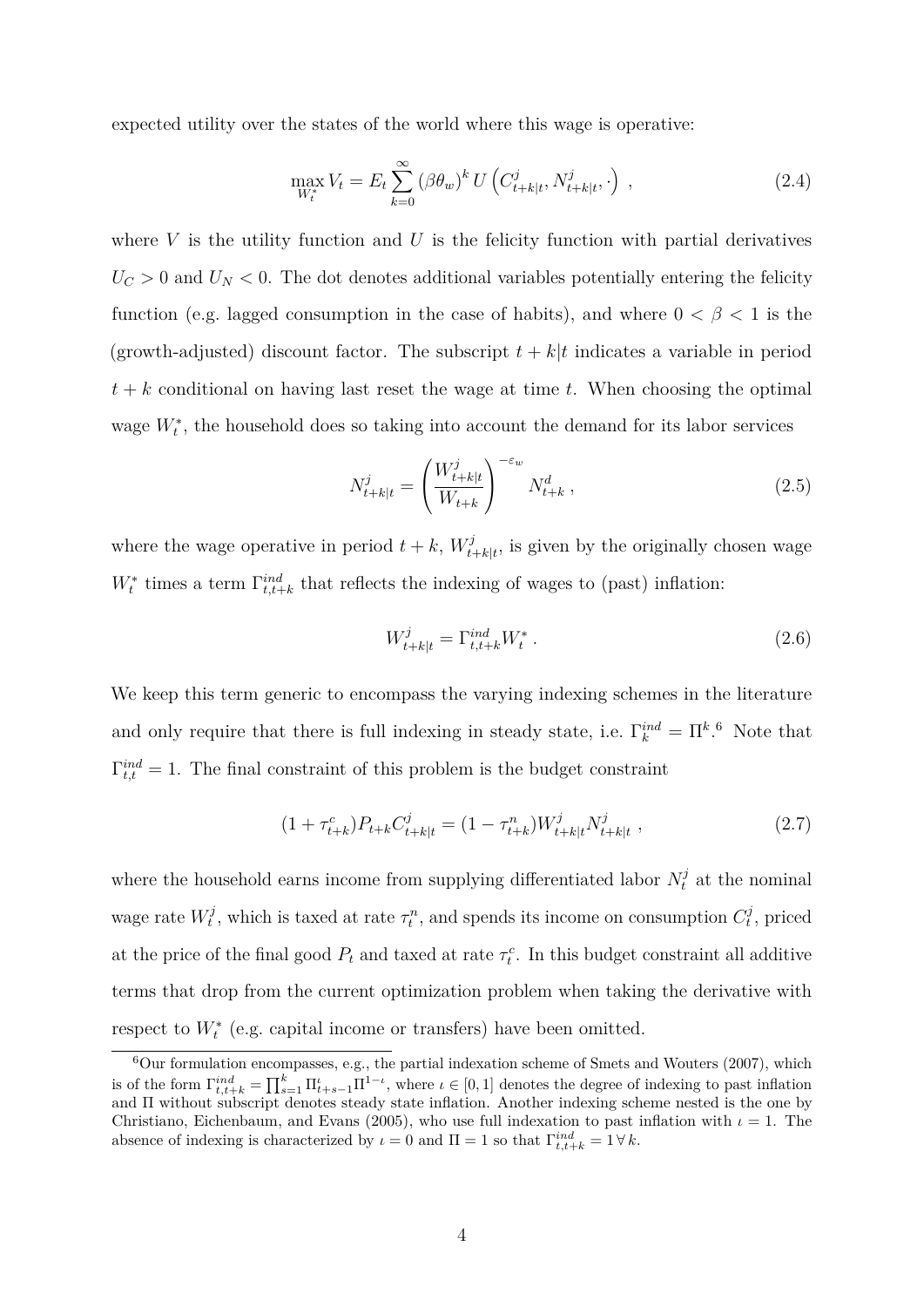expected utility over the states of the world where this wage is operative:

$$\max_{W_t^*} V_t = E_t \sum_{k=0}^{\infty} (\beta\theta_w)^k \, U\left(C_{t+k|t}^j, N_{t+k|t}^j, \cdot\right) \;, \tag{2.4}$$

where $V$ is the utility function and $U$ is the felicity function with partial derivatives $U_C > 0$ and $U_N < 0$. The dot denotes additional variables potentially entering the felicity function (e.g. lagged consumption in the case of habits), and where $0 < \beta < 1$ is the (growth-adjusted) discount factor. The subscript $t+k|t$ indicates a variable in period $t+k$ conditional on having last reset the wage at time $t$. When choosing the optimal wage $W_t^*$, the household does so taking into account the demand for its labor services

$$N_{t+k|t}^j = \left(\frac{W_{t+k|t}^j}{W_{t+k}}\right)^{-\varepsilon_w} N_{t+k}^d \;, \tag{2.5}$$

where the wage operative in period $t+k$, $W_{t+k|t}^j$, is given by the originally chosen wage $W_t^*$ times a term $\Gamma_{t,t+k}^{ind}$ that reflects the indexing of wages to (past) inflation:

$$W_{t+k|t}^j = \Gamma_{t,t+k}^{ind} W_t^* \,. \tag{2.6}$$

We keep this term generic to encompass the varying indexing schemes in the literature and only require that there is full indexing in steady state, i.e. $\Gamma_k^{ind} = \Pi^k$.[6] Note that $\Gamma_{t,t}^{ind} = 1$. The final constraint of this problem is the budget constraint

$$(1+\tau_{t+k}^c) P_{t+k} C_{t+k|t}^j = (1-\tau_{t+k}^n) W_{t+k|t}^j N_{t+k|t}^j \;, \tag{2.7}$$

where the household earns income from supplying differentiated labor $N_t^j$ at the nominal wage rate $W_t^j$, which is taxed at rate $\tau_t^n$, and spends its income on consumption $C_t^j$, priced at the price of the final good $P_t$ and taxed at rate $\tau_t^c$. In this budget constraint all additive terms that drop from the current optimization problem when taking the derivative with respect to $W_t^*$ (e.g. capital income or transfers) have been omitted.

[6] Our formulation encompasses, e.g., the partial indexation scheme of Smets and Wouters (2007), which is of the form $\Gamma_{t,t+k}^{ind} = \prod_{s=1}^{k} \Pi_{t+s-1}^{\iota} \Pi^{1-\iota}$, where $\iota \in [0,1]$ denotes the degree of indexing to past inflation and $\Pi$ without subscript denotes steady state inflation. Another indexing scheme nested is the one by Christiano, Eichenbaum, and Evans (2005), who use full indexation to past inflation with $\iota = 1$. The absence of indexing is characterized by $\iota = 0$ and $\Pi = 1$ so that $\Gamma_{t,t+k}^{ind} = 1 \, \forall \, k$.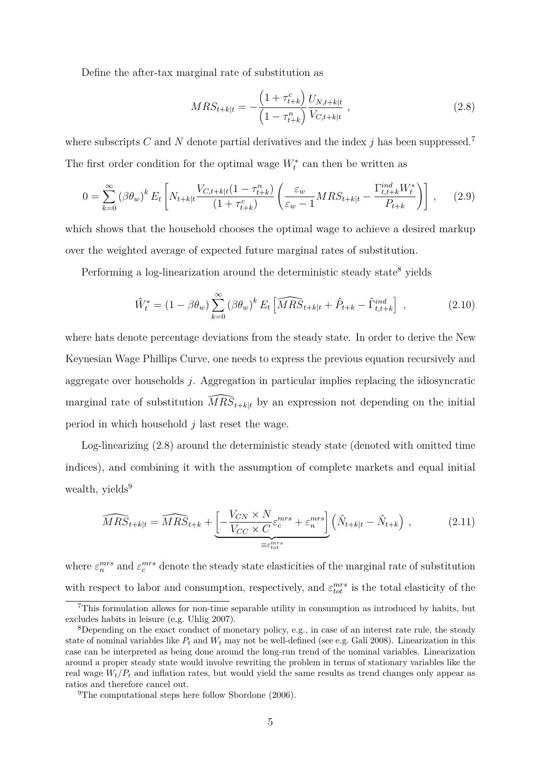Define the after-tax marginal rate of substitution as

$$MRS_{t+k|t} = -\frac{\left(1+\tau^c_{t+k}\right)}{\left(1-\tau^n_{t+k}\right)} \frac{U_{N,t+k|t}}{V_{C,t+k|t}} \,, \tag{2.8}$$

where subscripts $C$ and $N$ denote partial derivatives and the index $j$ has been suppressed.[7] The first order condition for the optimal wage $W_t^*$ can then be written as

$$0 = \sum_{k=0}^{\infty} \left(\beta\theta_w\right)^k E_t \left[ N_{t+k|t} \frac{V_{C,t+k|t}(1-\tau^n_{t+k})}{(1+\tau^c_{t+k})} \left( \frac{\varepsilon_w}{\varepsilon_w - 1} MRS_{t+k|t} - \frac{\Gamma^{ind}_{t,t+k} W_t^*}{P_{t+k}} \right) \right] \,, \tag{2.9}$$

which shows that the household chooses the optimal wage to achieve a desired markup over the weighted average of expected future marginal rates of substitution.

Performing a log-linearization around the deterministic steady state[8] yields

$$\hat{W}_t^* = (1-\beta\theta_w) \sum_{k=0}^{\infty} \left(\beta\theta_w\right)^k E_t \left[ \widehat{MRS}_{t+k|t} + \hat{P}_{t+k} - \hat{\Gamma}^{ind}_{t,t+k} \right] \,, \tag{2.10}$$

where hats denote percentage deviations from the steady state. In order to derive the New Keynesian Wage Phillips Curve, one needs to express the previous equation recursively and aggregate over households $j$. Aggregation in particular implies replacing the idiosyncratic marginal rate of substitution $\widehat{MRS}_{t+k|t}$ by an expression not depending on the initial period in which household $j$ last reset the wage.

Log-linearizing (2.8) around the deterministic steady state (denoted with omitted time indices), and combining it with the assumption of complete markets and equal initial wealth, yields[9]

$$\widehat{MRS}_{t+k|t} = \widehat{MRS}_{t+k} + \underbrace{\left[ -\frac{V_{CN} \times N}{V_{CC} \times C} \varepsilon^{mrs}_c + \varepsilon^{mrs}_n \right]}_{\equiv \varepsilon^{mrs}_{tot}} \left( \hat{N}_{t+k|t} - \hat{N}_{t+k} \right) \,, \tag{2.11}$$

where $\varepsilon^{mrs}_n$ and $\varepsilon^{mrs}_c$ denote the steady state elasticities of the marginal rate of substitution with respect to labor and consumption, respectively, and $\varepsilon^{mrs}_{tot}$ is the total elasticity of the

---

[7] This formulation allows for non-time separable utility in consumption as introduced by habits, but excludes habits in leisure (e.g. Uhlig 2007).

[8] Depending on the exact conduct of monetary policy, e.g., in case of an interest rate rule, the steady state of nominal variables like $P_t$ and $W_t$ may not be well-defined (see e.g. Galí 2008). Linearization in this case can be interpreted as being done around the long-run trend of the nominal variables. Linearization around a proper steady state would involve rewriting the problem in terms of stationary variables like the real wage $W_t/P_t$ and inflation rates, but would yield the same results as trend changes only appear as ratios and therefore cancel out.

[9] The computational steps here follow Sbordone (2006).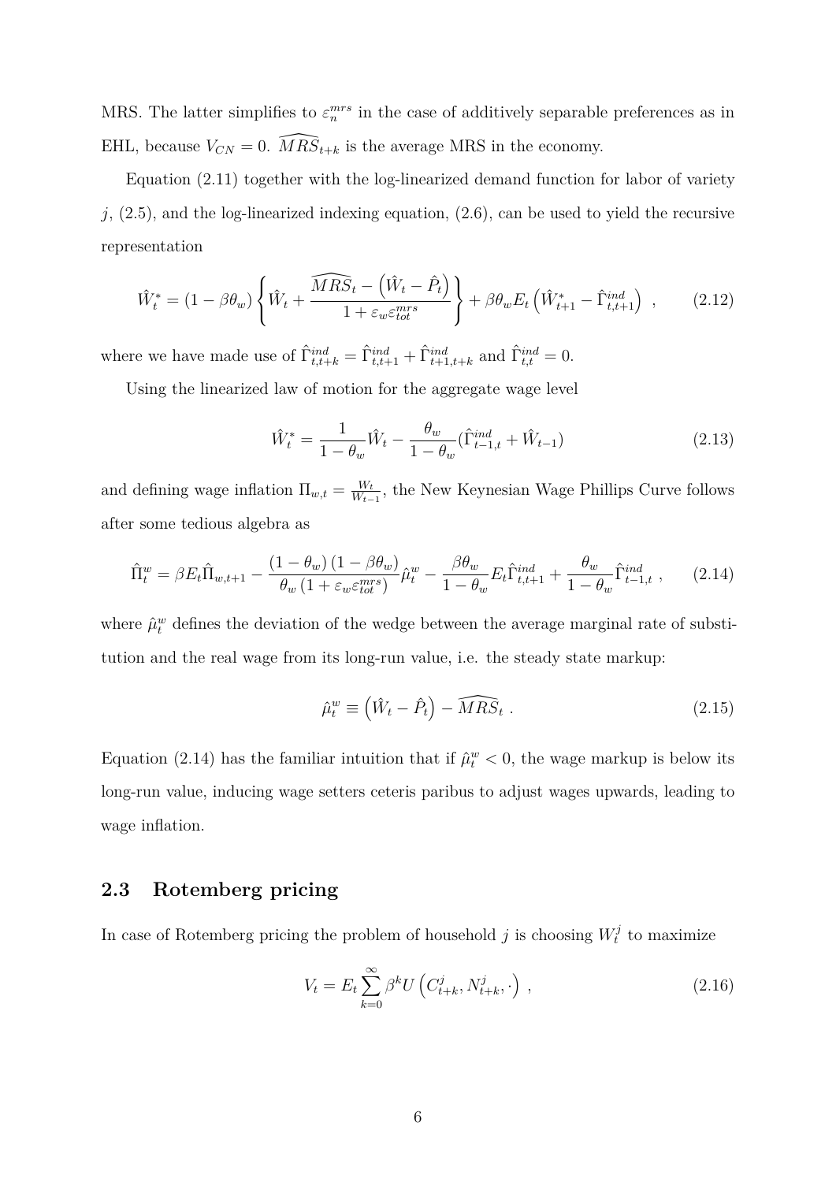MRS. The latter simplifies to $\varepsilon_n^{mrs}$ in the case of additively separable preferences as in EHL, because $V_{CN} = 0$. $\widehat{MRS}_{t+k}$ is the average MRS in the economy.

Equation (2.11) together with the log-linearized demand function for labor of variety $j$, (2.5), and the log-linearized indexing equation, (2.6), can be used to yield the recursive representation

$$\hat{W}_t^* = (1 - \beta\theta_w) \left\{ \hat{W}_t + \frac{\widehat{MRS}_t - \left(\hat{W}_t - \hat{P}_t\right)}{1 + \varepsilon_w \varepsilon_{tot}^{mrs}} \right\} + \beta\theta_w E_t \left( \hat{W}_{t+1}^* - \hat{\Gamma}_{t,t+1}^{ind} \right) \ , \tag{2.12}$$

where we have made use of $\hat{\Gamma}_{t,t+k}^{ind} = \hat{\Gamma}_{t,t+1}^{ind} + \hat{\Gamma}_{t+1,t+k}^{ind}$ and $\hat{\Gamma}_{t,t}^{ind} = 0$.

Using the linearized law of motion for the aggregate wage level

$$\hat{W}_t^* = \frac{1}{1 - \theta_w} \hat{W}_t - \frac{\theta_w}{1 - \theta_w} (\hat{\Gamma}_{t-1,t}^{ind} + \hat{W}_{t-1}) \tag{2.13}$$

and defining wage inflation $\Pi_{w,t} = \frac{W_t}{W_{t-1}}$, the New Keynesian Wage Phillips Curve follows after some tedious algebra as

$$\hat{\Pi}_t^w = \beta E_t \hat{\Pi}_{w,t+1} - \frac{(1 - \theta_w)(1 - \beta\theta_w)}{\theta_w (1 + \varepsilon_w \varepsilon_{tot}^{mrs})} \hat{\mu}_t^w - \frac{\beta\theta_w}{1 - \theta_w} E_t \hat{\Gamma}_{t,t+1}^{ind} + \frac{\theta_w}{1 - \theta_w} \hat{\Gamma}_{t-1,t}^{ind} \ , \tag{2.14}$$

where $\hat{\mu}_t^w$ defines the deviation of the wedge between the average marginal rate of substitution and the real wage from its long-run value, i.e. the steady state markup:

$$\hat{\mu}_t^w \equiv \left(\hat{W}_t - \hat{P}_t\right) - \widehat{MRS}_t \ . \tag{2.15}$$

Equation (2.14) has the familiar intuition that if $\hat{\mu}_t^w < 0$, the wage markup is below its long-run value, inducing wage setters ceteris paribus to adjust wages upwards, leading to wage inflation.

## 2.3 Rotemberg pricing

In case of Rotemberg pricing the problem of household $j$ is choosing $W_t^j$ to maximize

$$V_t = E_t \sum_{k=0}^{\infty} \beta^k U \left( C_{t+k}^j, N_{t+k}^j, \cdot \right) \ , \tag{2.16}$$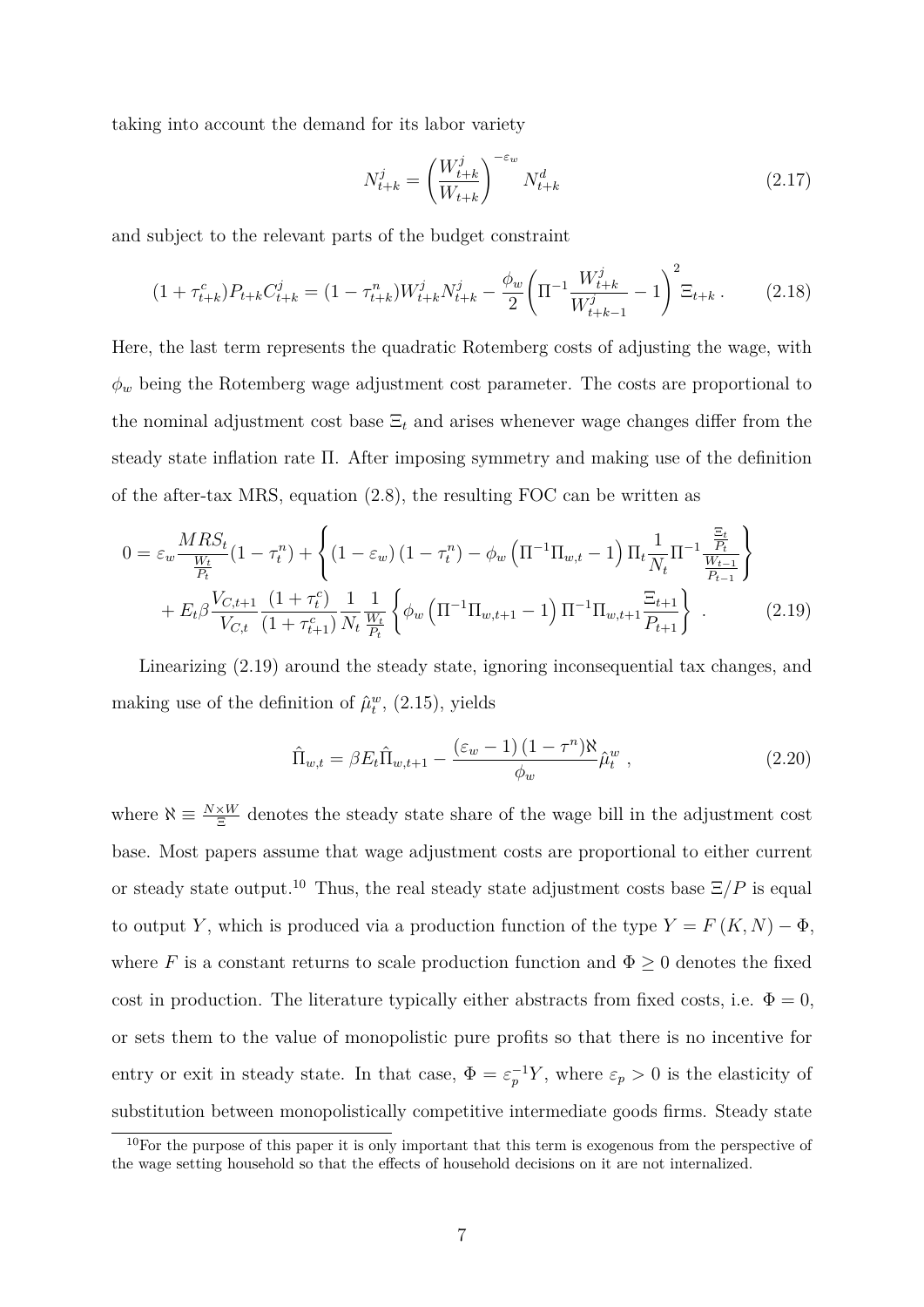taking into account the demand for its labor variety

$$N^j_{t+k} = \left(\frac{W^j_{t+k}}{W_{t+k}}\right)^{-\varepsilon_w} N^d_{t+k} \tag{2.17}$$

and subject to the relevant parts of the budget constraint

$$(1+\tau^c_{t+k})P_{t+k}C^j_{t+k} = (1-\tau^n_{t+k})W^j_{t+k}N^j_{t+k} - \frac{\phi_w}{2}\left(\Pi^{-1}\frac{W^j_{t+k}}{W^j_{t+k-1}} - 1\right)^2 \Xi_{t+k}\,. \tag{2.18}$$

Here, the last term represents the quadratic Rotemberg costs of adjusting the wage, with $\phi_w$ being the Rotemberg wage adjustment cost parameter. The costs are proportional to the nominal adjustment cost base $\Xi_t$ and arises whenever wage changes differ from the steady state inflation rate $\Pi$. After imposing symmetry and making use of the definition of the after-tax MRS, equation (2.8), the resulting FOC can be written as

$$\begin{aligned} 0 = {} & \varepsilon_w \frac{MRS_t}{\frac{W_t}{P_t}}(1-\tau^n_t) + \left\{(1-\varepsilon_w)(1-\tau^n_t) - \phi_w\left(\Pi^{-1}\Pi_{w,t} - 1\right)\Pi_t \frac{1}{N_t}\Pi^{-1}\frac{\frac{\Xi_t}{P_t}}{\frac{W_{t-1}}{P_{t-1}}}\right\} \\ & + E_t\beta\frac{V_{C,t+1}}{V_{C,t}}\frac{(1+\tau^c_t)}{(1+\tau^c_{t+1})}\frac{1}{N_t}\frac{1}{\frac{W_t}{P_t}}\left\{\phi_w\left(\Pi^{-1}\Pi_{w,t+1} - 1\right)\Pi^{-1}\Pi_{w,t+1}\frac{\Xi_{t+1}}{P_{t+1}}\right\}\,. \end{aligned} \tag{2.19}$$

Linearizing (2.19) around the steady state, ignoring inconsequential tax changes, and making use of the definition of $\hat{\mu}^w_t$, (2.15), yields

$$\hat{\Pi}_{w,t} = \beta E_t\hat{\Pi}_{w,t+1} - \frac{(\varepsilon_w - 1)(1-\tau^n)\aleph}{\phi_w}\hat{\mu}^w_t\,, \tag{2.20}$$

where $\aleph \equiv \frac{N\times W}{\Xi}$ denotes the steady state share of the wage bill in the adjustment cost base. Most papers assume that wage adjustment costs are proportional to either current or steady state output.[10] Thus, the real steady state adjustment costs base $\Xi/P$ is equal to output $Y$, which is produced via a production function of the type $Y = F(K,N) - \Phi$, where $F$ is a constant returns to scale production function and $\Phi \geq 0$ denotes the fixed cost in production. The literature typically either abstracts from fixed costs, i.e. $\Phi = 0$, or sets them to the value of monopolistic pure profits so that there is no incentive for entry or exit in steady state. In that case, $\Phi = \varepsilon_p^{-1}Y$, where $\varepsilon_p > 0$ is the elasticity of substitution between monopolistically competitive intermediate goods firms. Steady state

[10] For the purpose of this paper it is only important that this term is exogenous from the perspective of the wage setting household so that the effects of household decisions on it are not internalized.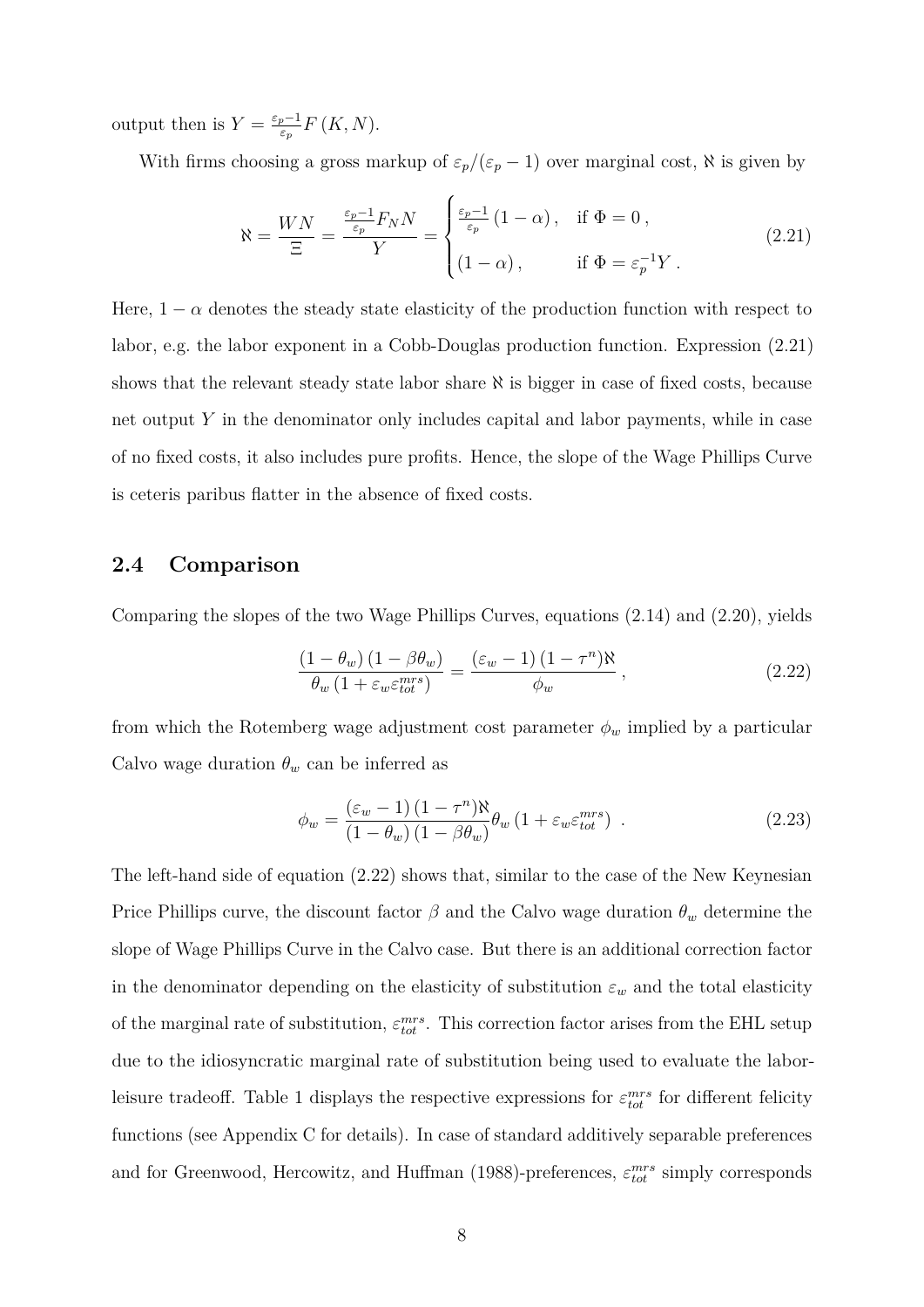output then is $Y = \frac{\varepsilon_p - 1}{\varepsilon_p} F(K, N)$.

With firms choosing a gross markup of $\varepsilon_p / (\varepsilon_p - 1)$ over marginal cost, $\aleph$ is given by

$$
\aleph = \frac{WN}{\Xi} = \frac{\frac{\varepsilon_p - 1}{\varepsilon_p} F_N N}{Y} = \begin{cases} \frac{\varepsilon_p - 1}{\varepsilon_p} (1 - \alpha), & \text{if } \Phi = 0, \\ (1 - \alpha), & \text{if } \Phi = \varepsilon_p^{-1} Y. \end{cases} \tag{2.21}
$$

Here, $1 - \alpha$ denotes the steady state elasticity of the production function with respect to labor, e.g. the labor exponent in a Cobb-Douglas production function. Expression (2.21) shows that the relevant steady state labor share $\aleph$ is bigger in case of fixed costs, because net output $Y$ in the denominator only includes capital and labor payments, while in case of no fixed costs, it also includes pure profits. Hence, the slope of the Wage Phillips Curve is ceteris paribus flatter in the absence of fixed costs.

## 2.4 Comparison

Comparing the slopes of the two Wage Phillips Curves, equations (2.14) and (2.20), yields

$$
\frac{(1 - \theta_w)(1 - \beta\theta_w)}{\theta_w (1 + \varepsilon_w \varepsilon_{tot}^{mrs})} = \frac{(\varepsilon_w - 1)(1 - \tau^n)\aleph}{\phi_w}, \tag{2.22}
$$

from which the Rotemberg wage adjustment cost parameter $\phi_w$ implied by a particular Calvo wage duration $\theta_w$ can be inferred as

$$
\phi_w = \frac{(\varepsilon_w - 1)(1 - \tau^n)\aleph}{(1 - \theta_w)(1 - \beta\theta_w)} \theta_w (1 + \varepsilon_w \varepsilon_{tot}^{mrs}) . \tag{2.23}
$$

The left-hand side of equation (2.22) shows that, similar to the case of the New Keynesian Price Phillips curve, the discount factor $\beta$ and the Calvo wage duration $\theta_w$ determine the slope of Wage Phillips Curve in the Calvo case. But there is an additional correction factor in the denominator depending on the elasticity of substitution $\varepsilon_w$ and the total elasticity of the marginal rate of substitution, $\varepsilon_{tot}^{mrs}$. This correction factor arises from the EHL setup due to the idiosyncratic marginal rate of substitution being used to evaluate the labor-leisure tradeoff. Table 1 displays the respective expressions for $\varepsilon_{tot}^{mrs}$ for different felicity functions (see Appendix C for details). In case of standard additively separable preferences and for Greenwood, Hercowitz, and Huffman (1988)-preferences, $\varepsilon_{tot}^{mrs}$ simply corresponds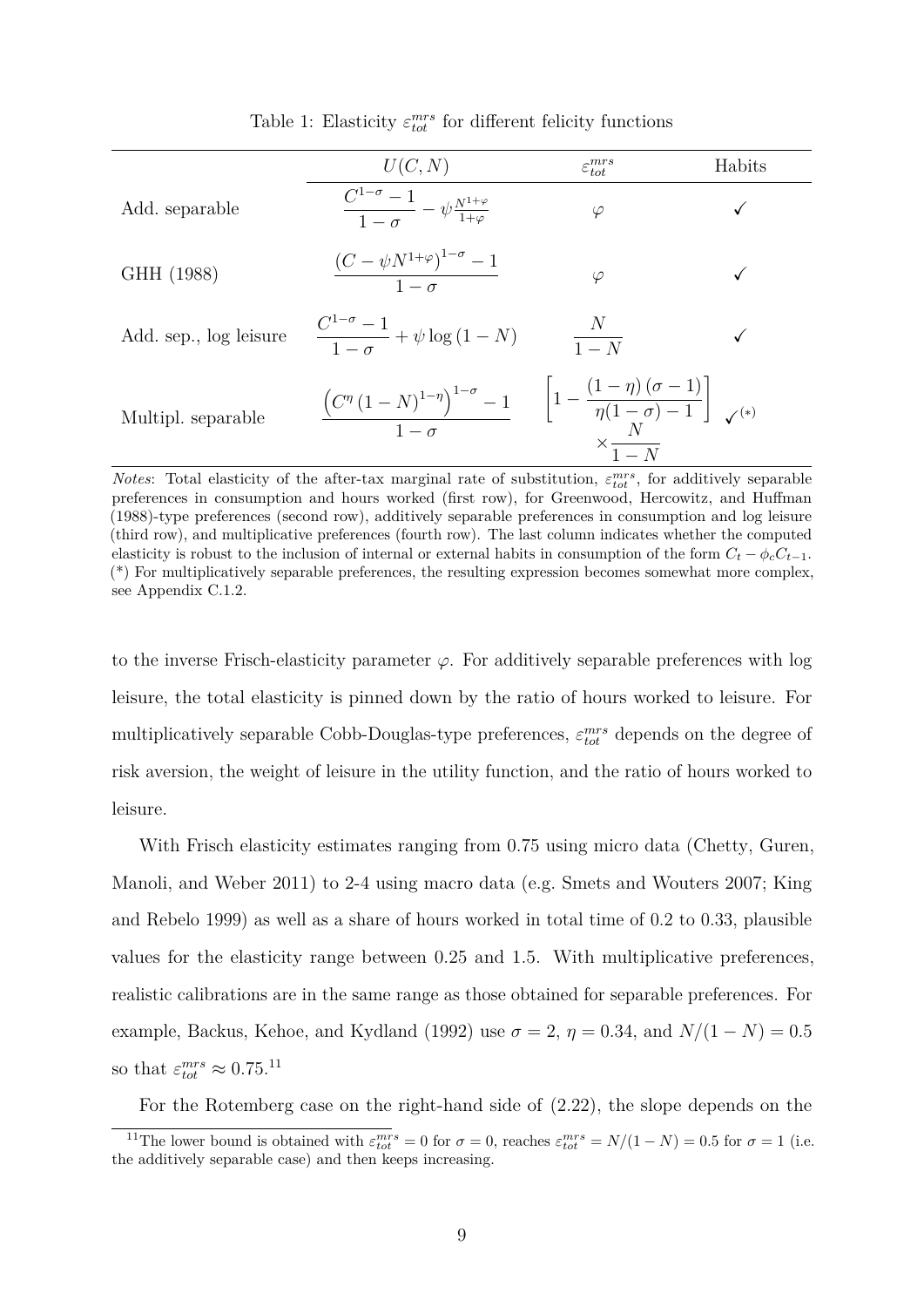Table 1: Elasticity $\varepsilon_{tot}^{mrs}$ for different felicity functions

| | $U(C,N)$ | $\varepsilon_{tot}^{mrs}$ | Habits |
|---|---|---|---|
| Add. separable | $\dfrac{C^{1-\sigma}-1}{1-\sigma} - \psi \frac{N^{1+\varphi}}{1+\varphi}$ | $\varphi$ | ✓ |
| GHH (1988) | $\dfrac{\left(C - \psi N^{1+\varphi}\right)^{1-\sigma} - 1}{1-\sigma}$ | $\varphi$ | ✓ |
| Add. sep., log leisure | $\dfrac{C^{1-\sigma}-1}{1-\sigma} + \psi \log\left(1-N\right)$ | $\dfrac{N}{1-N}$ | ✓ |
| Multipl. separable | $\dfrac{\left(C^{\eta}\left(1-N\right)^{1-\eta}\right)^{1-\sigma} - 1}{1-\sigma}$ | $\left[1 - \dfrac{\left(1-\eta\right)\left(\sigma-1\right)}{\eta(1-\sigma)-1}\right] \times \dfrac{N}{1-N}$ | ✓(*) |

*Notes*: Total elasticity of the after-tax marginal rate of substitution, $\varepsilon_{tot}^{mrs}$, for additively separable preferences in consumption and hours worked (first row), for Greenwood, Hercowitz, and Huffman (1988)-type preferences (second row), additively separable preferences in consumption and log leisure (third row), and multiplicative preferences (fourth row). The last column indicates whether the computed elasticity is robust to the inclusion of internal or external habits in consumption of the form $C_t - \phi_c C_{t-1}$. (*) For multiplicatively separable preferences, the resulting expression becomes somewhat more complex, see Appendix C.1.2.

to the inverse Frisch-elasticity parameter $\varphi$. For additively separable preferences with log leisure, the total elasticity is pinned down by the ratio of hours worked to leisure. For multiplicatively separable Cobb-Douglas-type preferences, $\varepsilon_{tot}^{mrs}$ depends on the degree of risk aversion, the weight of leisure in the utility function, and the ratio of hours worked to leisure.

With Frisch elasticity estimates ranging from 0.75 using micro data (Chetty, Guren, Manoli, and Weber 2011) to 2-4 using macro data (e.g. Smets and Wouters 2007; King and Rebelo 1999) as well as a share of hours worked in total time of 0.2 to 0.33, plausible values for the elasticity range between 0.25 and 1.5. With multiplicative preferences, realistic calibrations are in the same range as those obtained for separable preferences. For example, Backus, Kehoe, and Kydland (1992) use $\sigma = 2$, $\eta = 0.34$, and $N/(1-N) = 0.5$ so that $\varepsilon_{tot}^{mrs} \approx 0.75$.[11]

For the Rotemberg case on the right-hand side of (2.22), the slope depends on the

[11] The lower bound is obtained with $\varepsilon_{tot}^{mrs} = 0$ for $\sigma = 0$, reaches $\varepsilon_{tot}^{mrs} = N/(1-N) = 0.5$ for $\sigma = 1$ (i.e. the additively separable case) and then keeps increasing.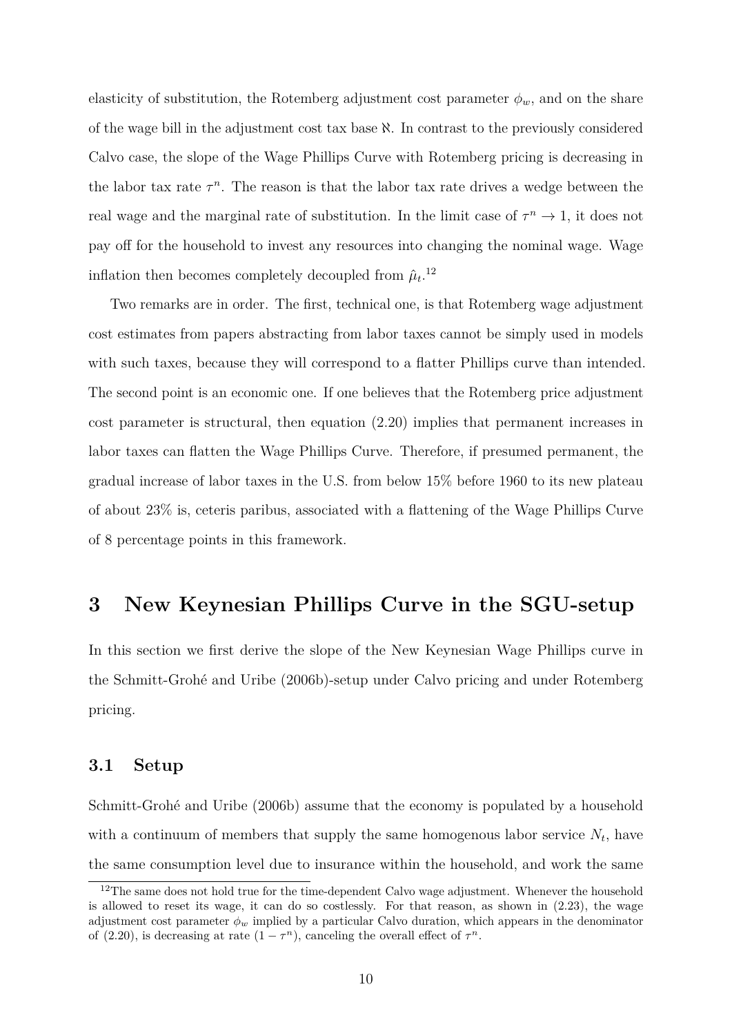elasticity of substitution, the Rotemberg adjustment cost parameter $\phi_w$, and on the share of the wage bill in the adjustment cost tax base $\aleph$. In contrast to the previously considered Calvo case, the slope of the Wage Phillips Curve with Rotemberg pricing is decreasing in the labor tax rate $\tau^n$. The reason is that the labor tax rate drives a wedge between the real wage and the marginal rate of substitution. In the limit case of $\tau^n \to 1$, it does not pay off for the household to invest any resources into changing the nominal wage. Wage inflation then becomes completely decoupled from $\hat{\mu}_t$.[12]

Two remarks are in order. The first, technical one, is that Rotemberg wage adjustment cost estimates from papers abstracting from labor taxes cannot be simply used in models with such taxes, because they will correspond to a flatter Phillips curve than intended. The second point is an economic one. If one believes that the Rotemberg price adjustment cost parameter is structural, then equation (2.20) implies that permanent increases in labor taxes can flatten the Wage Phillips Curve. Therefore, if presumed permanent, the gradual increase of labor taxes in the U.S. from below 15% before 1960 to its new plateau of about 23% is, ceteris paribus, associated with a flattening of the Wage Phillips Curve of 8 percentage points in this framework.

# 3 New Keynesian Phillips Curve in the SGU-setup

In this section we first derive the slope of the New Keynesian Wage Phillips curve in the Schmitt-Grohé and Uribe (2006b)-setup under Calvo pricing and under Rotemberg pricing.

## 3.1 Setup

Schmitt-Grohé and Uribe (2006b) assume that the economy is populated by a household with a continuum of members that supply the same homogenous labor service $N_t$, have the same consumption level due to insurance within the household, and work the same

[12] The same does not hold true for the time-dependent Calvo wage adjustment. Whenever the household is allowed to reset its wage, it can do so costlessly. For that reason, as shown in (2.23), the wage adjustment cost parameter $\phi_w$ implied by a particular Calvo duration, which appears in the denominator of (2.20), is decreasing at rate $(1 - \tau^n)$, canceling the overall effect of $\tau^n$.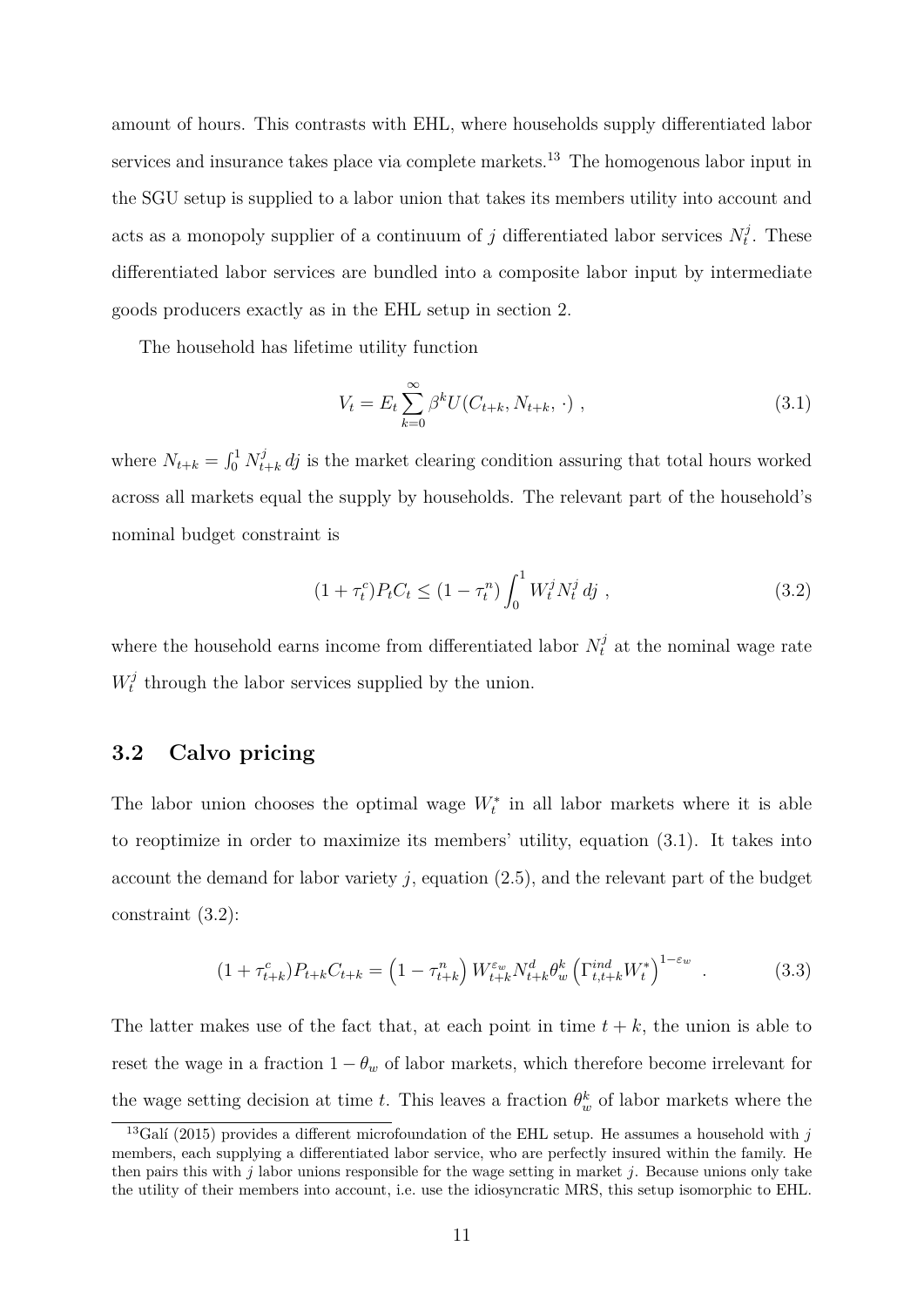amount of hours. This contrasts with EHL, where households supply differentiated labor services and insurance takes place via complete markets.[13] The homogenous labor input in the SGU setup is supplied to a labor union that takes its members utility into account and acts as a monopoly supplier of a continuum of $j$ differentiated labor services $N_t^j$. These differentiated labor services are bundled into a composite labor input by intermediate goods producers exactly as in the EHL setup in section 2.

The household has lifetime utility function

$$V_t = E_t \sum_{k=0}^{\infty} \beta^k U(C_{t+k}, N_{t+k}, \cdot) \ , \tag{3.1}$$

where $N_{t+k} = \int_0^1 N_{t+k}^j \, dj$ is the market clearing condition assuring that total hours worked across all markets equal the supply by households. The relevant part of the household's nominal budget constraint is

$$(1 + \tau_t^c) P_t C_t \leq (1 - \tau_t^n) \int_0^1 W_t^j N_t^j \, dj \ , \tag{3.2}$$

where the household earns income from differentiated labor $N_t^j$ at the nominal wage rate $W_t^j$ through the labor services supplied by the union.

### 3.2 Calvo pricing

The labor union chooses the optimal wage $W_t^*$ in all labor markets where it is able to reoptimize in order to maximize its members' utility, equation (3.1). It takes into account the demand for labor variety $j$, equation (2.5), and the relevant part of the budget constraint (3.2):

$$(1 + \tau_{t+k}^c) P_{t+k} C_{t+k} = \left(1 - \tau_{t+k}^n\right) W_{t+k}^{\varepsilon_w} N_{t+k}^d \theta_w^k \left(\Gamma_{t,t+k}^{ind} W_t^*\right)^{1-\varepsilon_w} \ . \tag{3.3}$$

The latter makes use of the fact that, at each point in time $t + k$, the union is able to reset the wage in a fraction $1 - \theta_w$ of labor markets, which therefore become irrelevant for the wage setting decision at time $t$. This leaves a fraction $\theta_w^k$ of labor markets where the

[13] Galí (2015) provides a different microfoundation of the EHL setup. He assumes a household with $j$ members, each supplying a differentiated labor service, who are perfectly insured within the family. He then pairs this with $j$ labor unions responsible for the wage setting in market $j$. Because unions only take the utility of their members into account, i.e. use the idiosyncratic MRS, this setup isomorphic to EHL.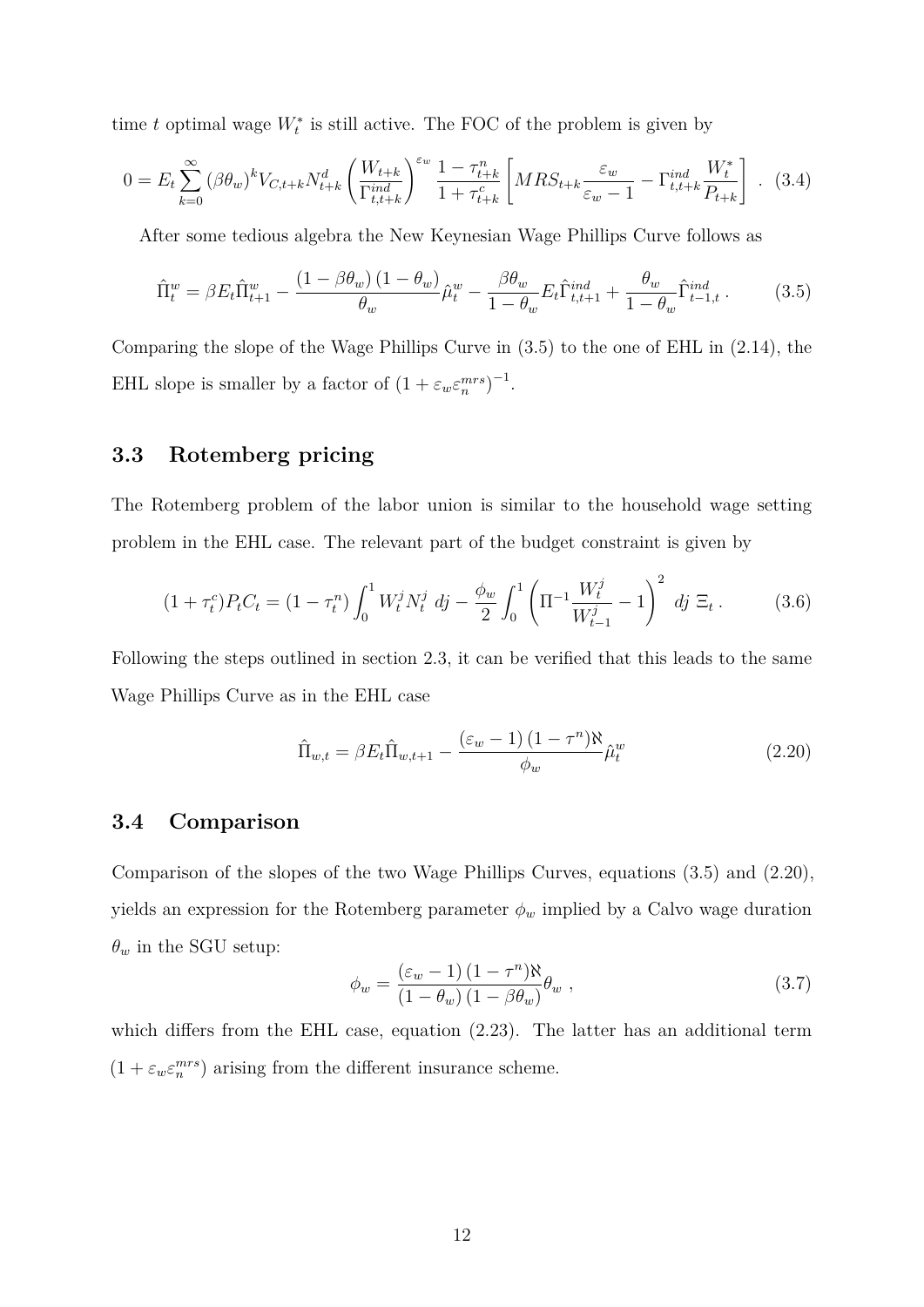time $t$ optimal wage $W_t^*$ is still active. The FOC of the problem is given by

$$0 = E_t \sum_{k=0}^{\infty} (\beta\theta_w)^k V_{C,t+k} N_{t+k}^d \left(\frac{W_{t+k}}{\Gamma_{t,t+k}^{ind}}\right)^{\varepsilon_w} \frac{1-\tau_{t+k}^n}{1+\tau_{t+k}^c} \left[ MRS_{t+k} \frac{\varepsilon_w}{\varepsilon_w - 1} - \Gamma_{t,t+k}^{ind} \frac{W_t^*}{P_{t+k}} \right] . \quad (3.4)$$

After some tedious algebra the New Keynesian Wage Phillips Curve follows as

$$\hat{\Pi}_t^w = \beta E_t \hat{\Pi}_{t+1}^w - \frac{(1-\beta\theta_w)(1-\theta_w)}{\theta_w} \hat{\mu}_t^w - \frac{\beta\theta_w}{1-\theta_w} E_t \hat{\Gamma}_{t,t+1}^{ind} + \frac{\theta_w}{1-\theta_w} \hat{\Gamma}_{t-1,t}^{ind} . \quad (3.5)$$

Comparing the slope of the Wage Phillips Curve in (3.5) to the one of EHL in (2.14), the EHL slope is smaller by a factor of $(1 + \varepsilon_w \varepsilon_n^{mrs})^{-1}$.

## 3.3 Rotemberg pricing

The Rotemberg problem of the labor union is similar to the household wage setting problem in the EHL case. The relevant part of the budget constraint is given by

$$(1+\tau_t^c) P_t C_t = (1-\tau_t^n) \int_0^1 W_t^j N_t^j \; dj - \frac{\phi_w}{2} \int_0^1 \left( \Pi^{-1} \frac{W_t^j}{W_{t-1}^j} - 1 \right)^2 \; dj \; \Xi_t . \quad (3.6)$$

Following the steps outlined in section 2.3, it can be verified that this leads to the same Wage Phillips Curve as in the EHL case

$$\hat{\Pi}_{w,t} = \beta E_t \hat{\Pi}_{w,t+1} - \frac{(\varepsilon_w - 1)(1-\tau^n)\aleph}{\phi_w} \hat{\mu}_t^w \quad (2.20)$$

## 3.4 Comparison

Comparison of the slopes of the two Wage Phillips Curves, equations (3.5) and (2.20), yields an expression for the Rotemberg parameter $\phi_w$ implied by a Calvo wage duration $\theta_w$ in the SGU setup:

$$\phi_w = \frac{(\varepsilon_w - 1)(1-\tau^n)\aleph}{(1-\theta_w)(1-\beta\theta_w)} \theta_w \; , \quad (3.7)$$

which differs from the EHL case, equation (2.23). The latter has an additional term $(1 + \varepsilon_w \varepsilon_n^{mrs})$ arising from the different insurance scheme.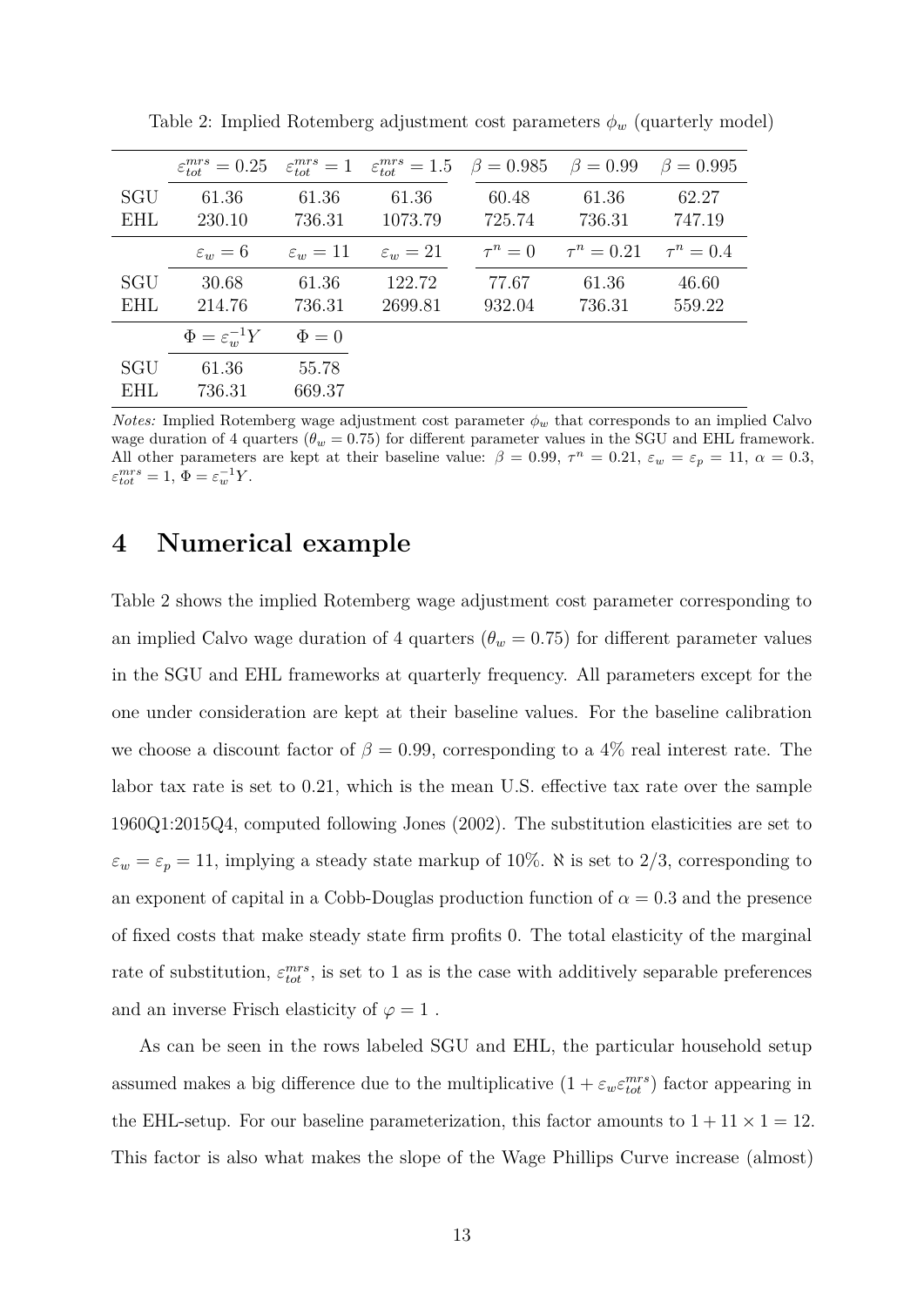Table 2: Implied Rotemberg adjustment cost parameters $\phi_w$ (quarterly model)

| | $\varepsilon_{tot}^{mrs} = 0.25$ | $\varepsilon_{tot}^{mrs} = 1$ | $\varepsilon_{tot}^{mrs} = 1.5$ | $\beta = 0.985$ | $\beta = 0.99$ | $\beta = 0.995$ |
|---|---|---|---|---|---|---|
| SGU | 61.36 | 61.36 | 61.36 | 60.48 | 61.36 | 62.27 |
| EHL | 230.10 | 736.31 | 1073.79 | 725.74 | 736.31 | 747.19 |
| | $\varepsilon_w = 6$ | $\varepsilon_w = 11$ | $\varepsilon_w = 21$ | $\tau^n = 0$ | $\tau^n = 0.21$ | $\tau^n = 0.4$ |
| SGU | 30.68 | 61.36 | 122.72 | 77.67 | 61.36 | 46.60 |
| EHL | 214.76 | 736.31 | 2699.81 | 932.04 | 736.31 | 559.22 |
| | $\Phi = \varepsilon_w^{-1} Y$ | $\Phi = 0$ | | | | |
| SGU | 61.36 | 55.78 | | | | |
| EHL | 736.31 | 669.37 | | | | |

*Notes:* Implied Rotemberg wage adjustment cost parameter $\phi_w$ that corresponds to an implied Calvo wage duration of 4 quarters ($\theta_w = 0.75$) for different parameter values in the SGU and EHL framework. All other parameters are kept at their baseline value: $\beta = 0.99$, $\tau^n = 0.21$, $\varepsilon_w = \varepsilon_p = 11$, $\alpha = 0.3$, $\varepsilon_{tot}^{mrs} = 1$, $\Phi = \varepsilon_w^{-1} Y$.

# 4 Numerical example

Table 2 shows the implied Rotemberg wage adjustment cost parameter corresponding to an implied Calvo wage duration of 4 quarters ($\theta_w = 0.75$) for different parameter values in the SGU and EHL frameworks at quarterly frequency. All parameters except for the one under consideration are kept at their baseline values. For the baseline calibration we choose a discount factor of $\beta = 0.99$, corresponding to a 4% real interest rate. The labor tax rate is set to 0.21, which is the mean U.S. effective tax rate over the sample 1960Q1:2015Q4, computed following Jones (2002). The substitution elasticities are set to $\varepsilon_w = \varepsilon_p = 11$, implying a steady state markup of 10%. $\aleph$ is set to 2/3, corresponding to an exponent of capital in a Cobb-Douglas production function of $\alpha = 0.3$ and the presence of fixed costs that make steady state firm profits 0. The total elasticity of the marginal rate of substitution, $\varepsilon_{tot}^{mrs}$, is set to 1 as is the case with additively separable preferences and an inverse Frisch elasticity of $\varphi = 1$ .

As can be seen in the rows labeled SGU and EHL, the particular household setup assumed makes a big difference due to the multiplicative $(1 + \varepsilon_w \varepsilon_{tot}^{mrs})$ factor appearing in the EHL-setup. For our baseline parameterization, this factor amounts to $1 + 11 \times 1 = 12$. This factor is also what makes the slope of the Wage Phillips Curve increase (almost)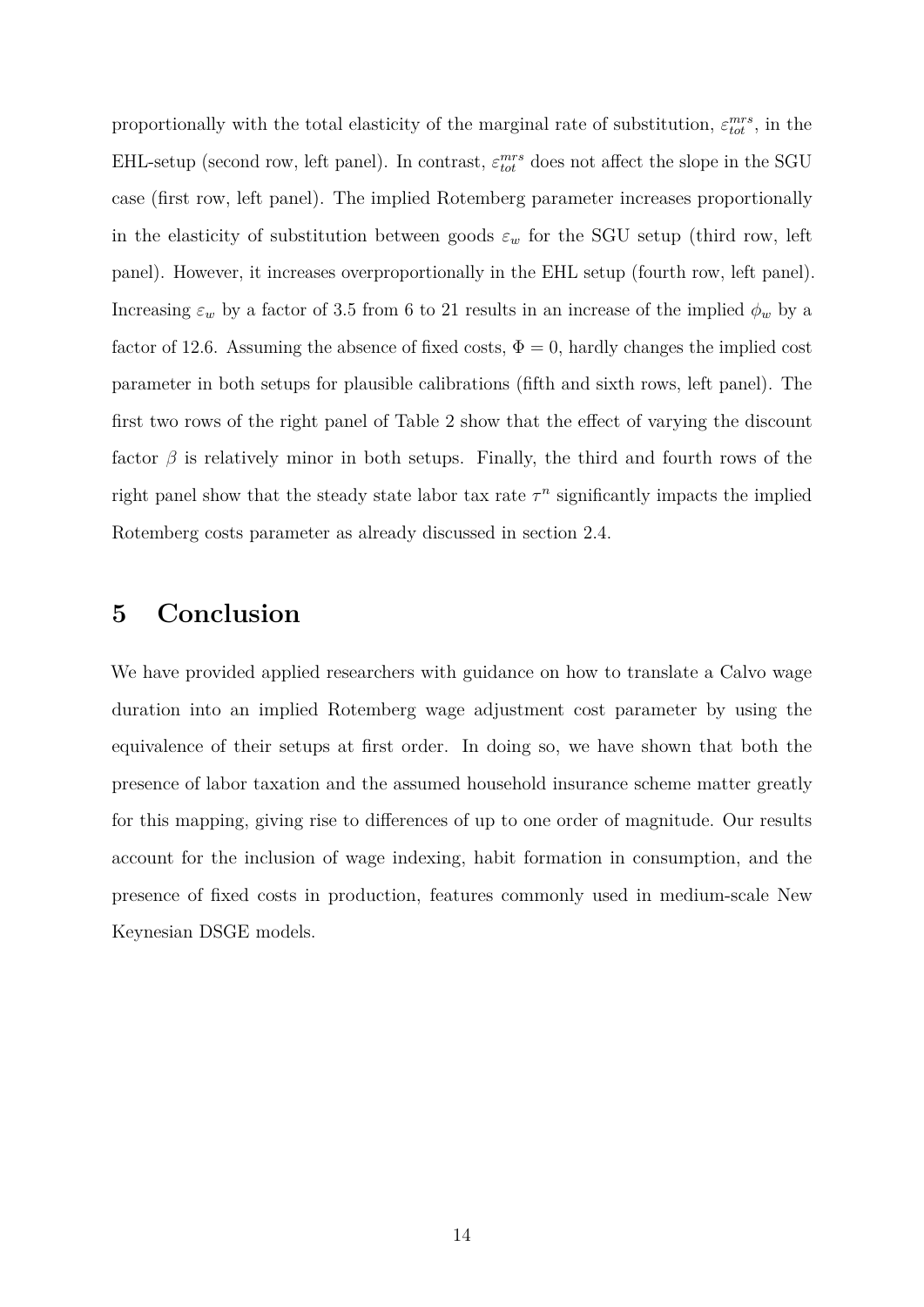proportionally with the total elasticity of the marginal rate of substitution, $\varepsilon_{tot}^{mrs}$, in the EHL-setup (second row, left panel). In contrast, $\varepsilon_{tot}^{mrs}$ does not affect the slope in the SGU case (first row, left panel). The implied Rotemberg parameter increases proportionally in the elasticity of substitution between goods $\varepsilon_w$ for the SGU setup (third row, left panel). However, it increases overproportionally in the EHL setup (fourth row, left panel). Increasing $\varepsilon_w$ by a factor of 3.5 from 6 to 21 results in an increase of the implied $\phi_w$ by a factor of 12.6. Assuming the absence of fixed costs, $\Phi = 0$, hardly changes the implied cost parameter in both setups for plausible calibrations (fifth and sixth rows, left panel). The first two rows of the right panel of Table 2 show that the effect of varying the discount factor $\beta$ is relatively minor in both setups. Finally, the third and fourth rows of the right panel show that the steady state labor tax rate $\tau^n$ significantly impacts the implied Rotemberg costs parameter as already discussed in section 2.4.

# 5 Conclusion

We have provided applied researchers with guidance on how to translate a Calvo wage duration into an implied Rotemberg wage adjustment cost parameter by using the equivalence of their setups at first order. In doing so, we have shown that both the presence of labor taxation and the assumed household insurance scheme matter greatly for this mapping, giving rise to differences of up to one order of magnitude. Our results account for the inclusion of wage indexing, habit formation in consumption, and the presence of fixed costs in production, features commonly used in medium-scale New Keynesian DSGE models.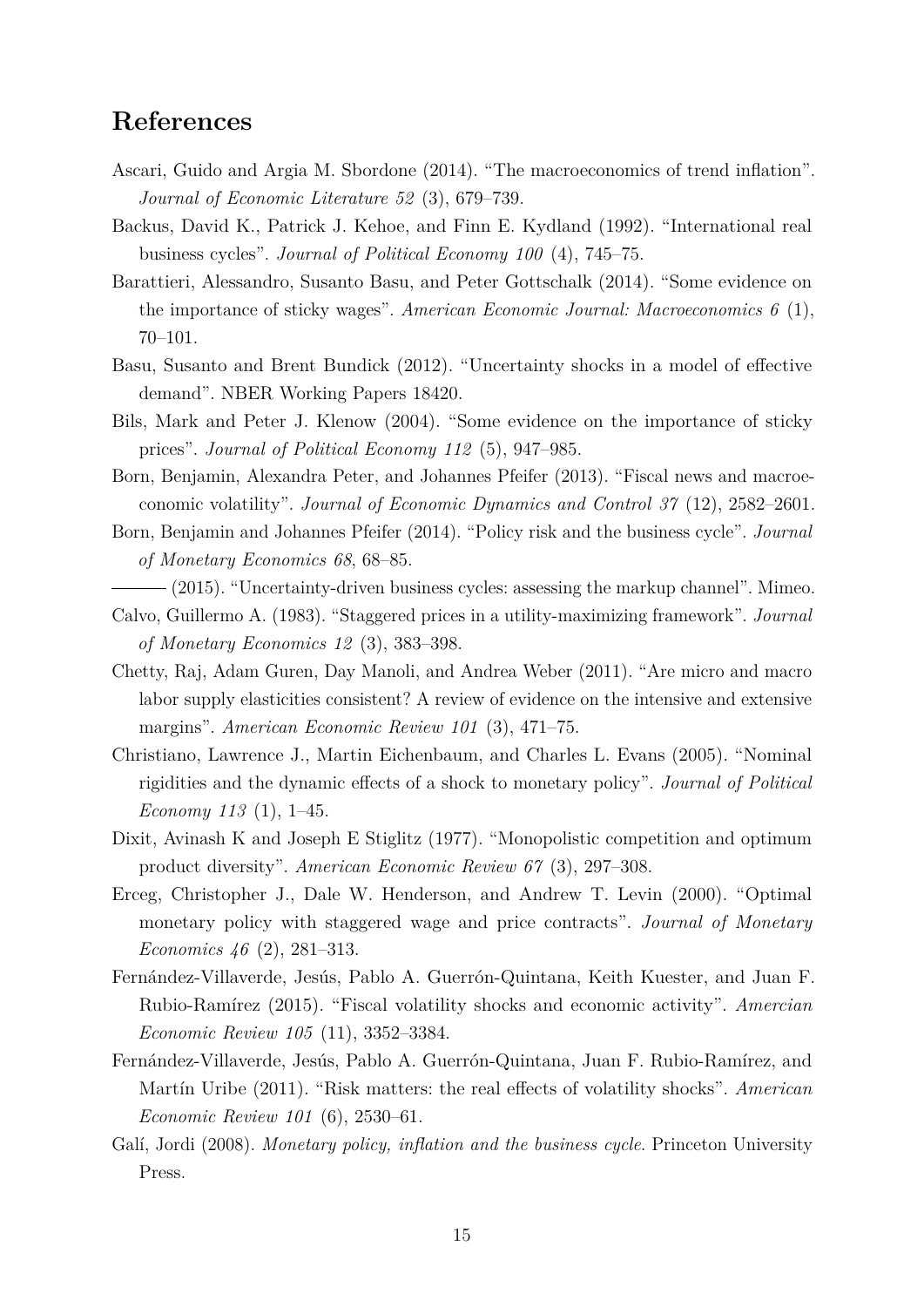## References

Ascari, Guido and Argia M. Sbordone (2014). "The macroeconomics of trend inflation". *Journal of Economic Literature 52* (3), 679–739.

Backus, David K., Patrick J. Kehoe, and Finn E. Kydland (1992). "International real business cycles". *Journal of Political Economy 100* (4), 745–75.

Barattieri, Alessandro, Susanto Basu, and Peter Gottschalk (2014). "Some evidence on the importance of sticky wages". *American Economic Journal: Macroeconomics 6* (1), 70–101.

Basu, Susanto and Brent Bundick (2012). "Uncertainty shocks in a model of effective demand". NBER Working Papers 18420.

Bils, Mark and Peter J. Klenow (2004). "Some evidence on the importance of sticky prices". *Journal of Political Economy 112* (5), 947–985.

Born, Benjamin, Alexandra Peter, and Johannes Pfeifer (2013). "Fiscal news and macroeconomic volatility". *Journal of Economic Dynamics and Control 37* (12), 2582–2601.

Born, Benjamin and Johannes Pfeifer (2014). "Policy risk and the business cycle". *Journal of Monetary Economics 68*, 68–85.

——— (2015). "Uncertainty-driven business cycles: assessing the markup channel". Mimeo.

Calvo, Guillermo A. (1983). "Staggered prices in a utility-maximizing framework". *Journal of Monetary Economics 12* (3), 383–398.

Chetty, Raj, Adam Guren, Day Manoli, and Andrea Weber (2011). "Are micro and macro labor supply elasticities consistent? A review of evidence on the intensive and extensive margins". *American Economic Review 101* (3), 471–75.

Christiano, Lawrence J., Martin Eichenbaum, and Charles L. Evans (2005). "Nominal rigidities and the dynamic effects of a shock to monetary policy". *Journal of Political Economy 113* (1), 1–45.

Dixit, Avinash K and Joseph E Stiglitz (1977). "Monopolistic competition and optimum product diversity". *American Economic Review 67* (3), 297–308.

Erceg, Christopher J., Dale W. Henderson, and Andrew T. Levin (2000). "Optimal monetary policy with staggered wage and price contracts". *Journal of Monetary Economics 46* (2), 281–313.

Fernández-Villaverde, Jesús, Pablo A. Guerrón-Quintana, Keith Kuester, and Juan F. Rubio-Ramírez (2015). "Fiscal volatility shocks and economic activity". *Amercian Economic Review 105* (11), 3352–3384.

Fernández-Villaverde, Jesús, Pablo A. Guerrón-Quintana, Juan F. Rubio-Ramírez, and Martín Uribe (2011). "Risk matters: the real effects of volatility shocks". *American Economic Review 101* (6), 2530–61.

Galí, Jordi (2008). *Monetary policy, inflation and the business cycle.* Princeton University Press.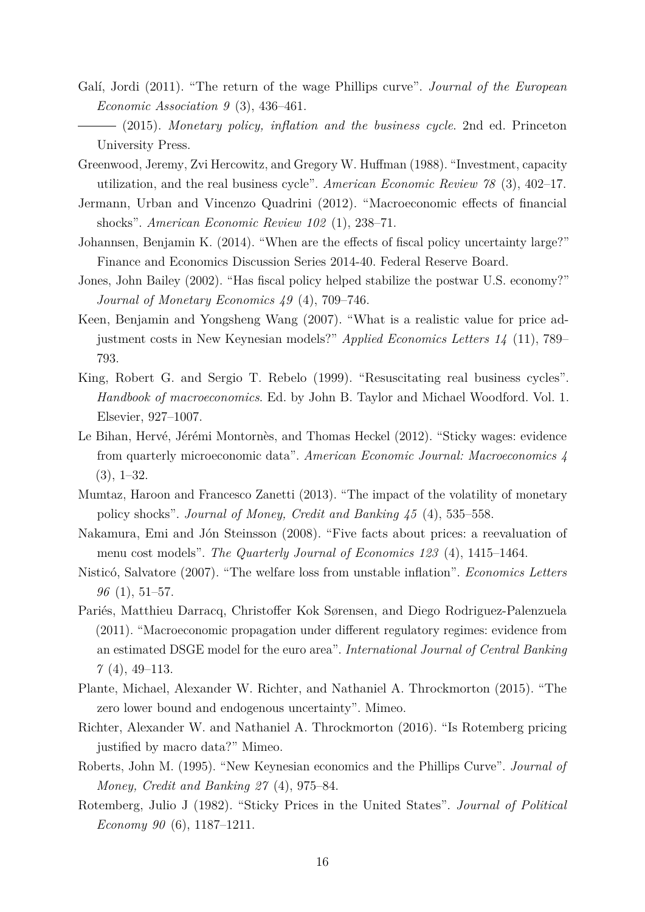Galí, Jordi (2011). "The return of the wage Phillips curve". *Journal of the European Economic Association 9* (3), 436–461.

——— (2015). *Monetary policy, inflation and the business cycle*. 2nd ed. Princeton University Press.

Greenwood, Jeremy, Zvi Hercowitz, and Gregory W. Huffman (1988). "Investment, capacity utilization, and the real business cycle". *American Economic Review 78* (3), 402–17.

Jermann, Urban and Vincenzo Quadrini (2012). "Macroeconomic effects of financial shocks". *American Economic Review 102* (1), 238–71.

Johannsen, Benjamin K. (2014). "When are the effects of fiscal policy uncertainty large?" Finance and Economics Discussion Series 2014-40. Federal Reserve Board.

Jones, John Bailey (2002). "Has fiscal policy helped stabilize the postwar U.S. economy?" *Journal of Monetary Economics 49* (4), 709–746.

Keen, Benjamin and Yongsheng Wang (2007). "What is a realistic value for price adjustment costs in New Keynesian models?" *Applied Economics Letters 14* (11), 789–793.

King, Robert G. and Sergio T. Rebelo (1999). "Resuscitating real business cycles". *Handbook of macroeconomics*. Ed. by John B. Taylor and Michael Woodford. Vol. 1. Elsevier, 927–1007.

Le Bihan, Hervé, Jérémi Montornès, and Thomas Heckel (2012). "Sticky wages: evidence from quarterly microeconomic data". *American Economic Journal: Macroeconomics 4* (3), 1–32.

Mumtaz, Haroon and Francesco Zanetti (2013). "The impact of the volatility of monetary policy shocks". *Journal of Money, Credit and Banking 45* (4), 535–558.

Nakamura, Emi and Jón Steinsson (2008). "Five facts about prices: a reevaluation of menu cost models". *The Quarterly Journal of Economics 123* (4), 1415–1464.

Nisticó, Salvatore (2007). "The welfare loss from unstable inflation". *Economics Letters 96* (1), 51–57.

Pariés, Matthieu Darracq, Christoffer Kok Sørensen, and Diego Rodriguez-Palenzuela (2011). "Macroeconomic propagation under different regulatory regimes: evidence from an estimated DSGE model for the euro area". *International Journal of Central Banking 7* (4), 49–113.

Plante, Michael, Alexander W. Richter, and Nathaniel A. Throckmorton (2015). "The zero lower bound and endogenous uncertainty". Mimeo.

Richter, Alexander W. and Nathaniel A. Throckmorton (2016). "Is Rotemberg pricing justified by macro data?" Mimeo.

Roberts, John M. (1995). "New Keynesian economics and the Phillips Curve". *Journal of Money, Credit and Banking 27* (4), 975–84.

Rotemberg, Julio J (1982). "Sticky Prices in the United States". *Journal of Political Economy 90* (6), 1187–1211.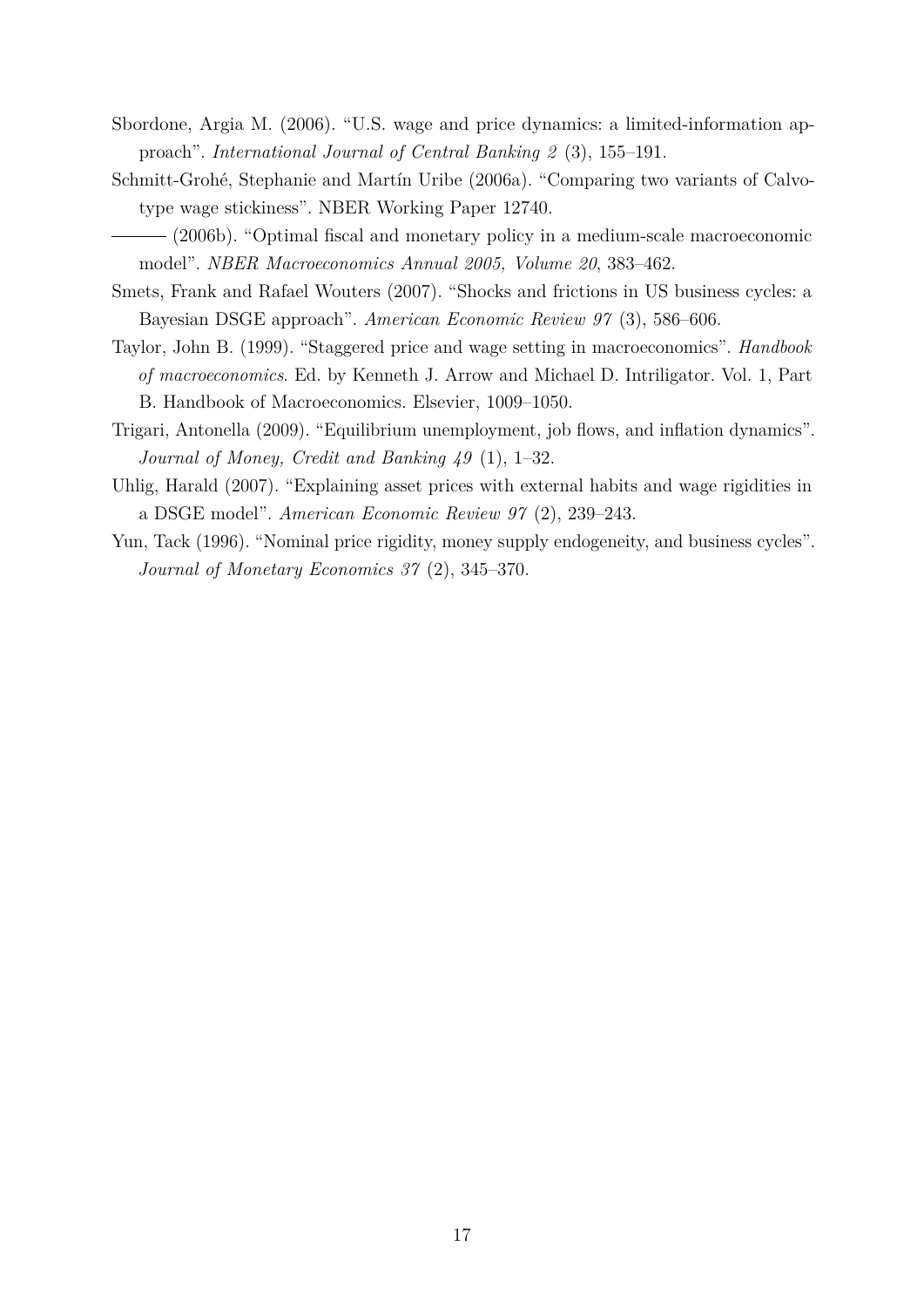Sbordone, Argia M. (2006). "U.S. wage and price dynamics: a limited-information approach". *International Journal of Central Banking 2* (3), 155–191.

Schmitt-Grohé, Stephanie and Martín Uribe (2006a). "Comparing two variants of Calvo-type wage stickiness". NBER Working Paper 12740.

——— (2006b). "Optimal fiscal and monetary policy in a medium-scale macroeconomic model". *NBER Macroeconomics Annual 2005, Volume 20*, 383–462.

Smets, Frank and Rafael Wouters (2007). "Shocks and frictions in US business cycles: a Bayesian DSGE approach". *American Economic Review 97* (3), 586–606.

Taylor, John B. (1999). "Staggered price and wage setting in macroeconomics". *Handbook of macroeconomics*. Ed. by Kenneth J. Arrow and Michael D. Intriligator. Vol. 1, Part B. Handbook of Macroeconomics. Elsevier, 1009–1050.

Trigari, Antonella (2009). "Equilibrium unemployment, job flows, and inflation dynamics". *Journal of Money, Credit and Banking 49* (1), 1–32.

Uhlig, Harald (2007). "Explaining asset prices with external habits and wage rigidities in a DSGE model". *American Economic Review 97* (2), 239–243.

Yun, Tack (1996). "Nominal price rigidity, money supply endogeneity, and business cycles". *Journal of Monetary Economics 37* (2), 345–370.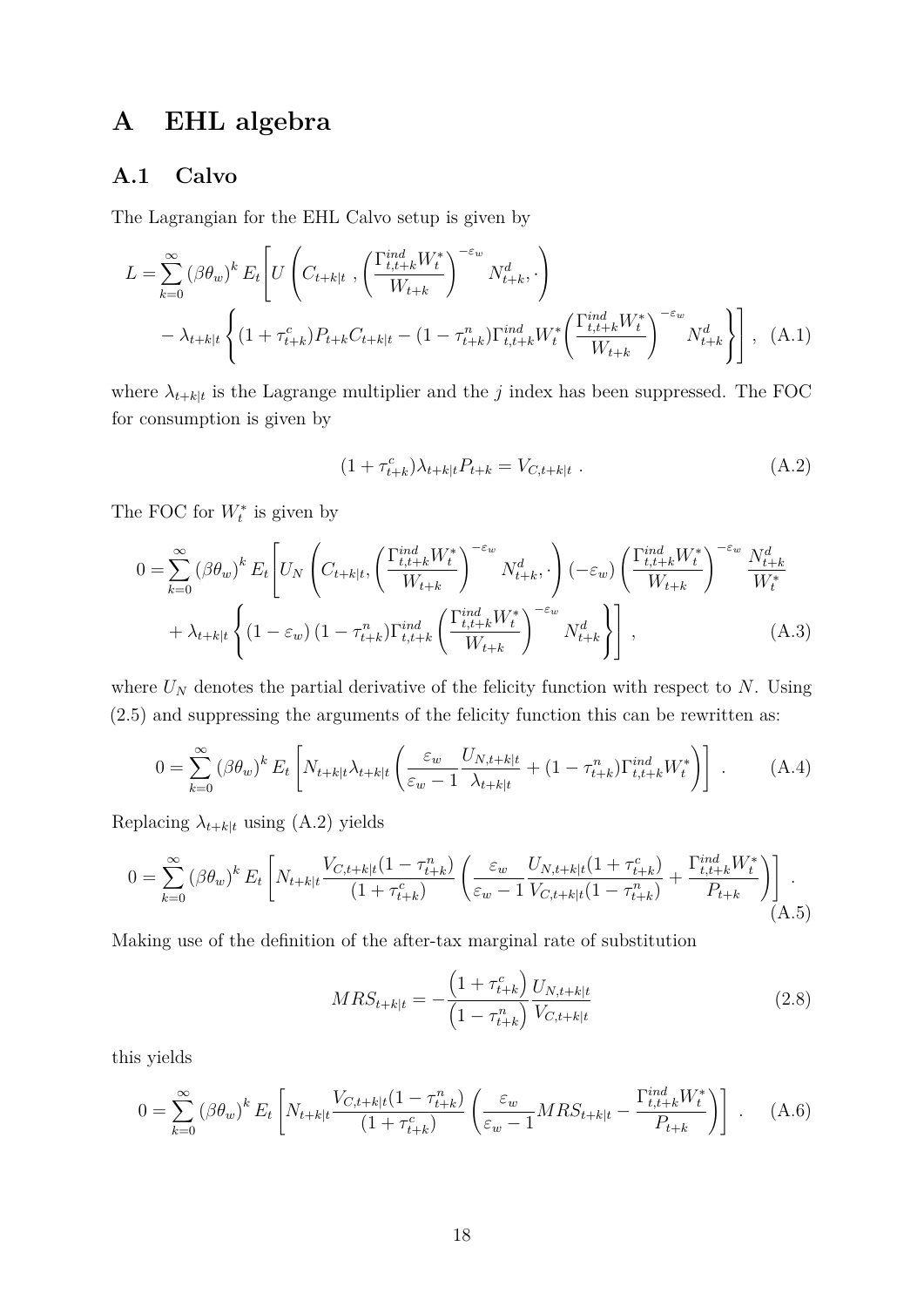# A EHL algebra

## A.1 Calvo

The Lagrangian for the EHL Calvo setup is given by

$$
\begin{aligned}
L = \sum_{k=0}^{\infty} (\beta\theta_w)^k E_t \Bigg[ & U\left( C_{t+k|t} \,, \left( \frac{\Gamma^{ind}_{t,t+k} W^*_t}{W_{t+k}} \right)^{-\varepsilon_w} N^d_{t+k}, \cdot \right) \\
& - \lambda_{t+k|t} \left\{ (1+\tau^c_{t+k}) P_{t+k} C_{t+k|t} - (1-\tau^n_{t+k}) \Gamma^{ind}_{t,t+k} W^*_t \left( \frac{\Gamma^{ind}_{t,t+k} W^*_t}{W_{t+k}} \right)^{-\varepsilon_w} N^d_{t+k} \right\} \Bigg] , \quad \text{(A.1)}
\end{aligned}
$$

where $\lambda_{t+k|t}$ is the Lagrange multiplier and the $j$ index has been suppressed. The FOC for consumption is given by

$$
(1+\tau^c_{t+k}) \lambda_{t+k|t} P_{t+k} = V_{C,t+k|t} \ . \quad \text{(A.2)}
$$

The FOC for $W^*_t$ is given by

$$
\begin{aligned}
0 = \sum_{k=0}^{\infty} (\beta\theta_w)^k E_t \Bigg[ & U_N \left( C_{t+k|t}, \left( \frac{\Gamma^{ind}_{t,t+k} W^*_t}{W_{t+k}} \right)^{-\varepsilon_w} N^d_{t+k}, \cdot \right) (-\varepsilon_w) \left( \frac{\Gamma^{ind}_{t,t+k} W^*_t}{W_{t+k}} \right)^{-\varepsilon_w} \frac{N^d_{t+k}}{W^*_t} \\
& + \lambda_{t+k|t} \left\{ (1-\varepsilon_w)(1-\tau^n_{t+k}) \Gamma^{ind}_{t,t+k} \left( \frac{\Gamma^{ind}_{t,t+k} W^*_t}{W_{t+k}} \right)^{-\varepsilon_w} N^d_{t+k} \right\} \Bigg] , \quad \text{(A.3)}
\end{aligned}
$$

where $U_N$ denotes the partial derivative of the felicity function with respect to $N$. Using (2.5) and suppressing the arguments of the felicity function this can be rewritten as:

$$
0 = \sum_{k=0}^{\infty} (\beta\theta_w)^k E_t \left[ N_{t+k|t} \lambda_{t+k|t} \left( \frac{\varepsilon_w}{\varepsilon_w - 1} \frac{U_{N,t+k|t}}{\lambda_{t+k|t}} + (1-\tau^n_{t+k}) \Gamma^{ind}_{t,t+k} W^*_t \right) \right] . \quad \text{(A.4)}
$$

Replacing $\lambda_{t+k|t}$ using (A.2) yields

$$
0 = \sum_{k=0}^{\infty} (\beta\theta_w)^k E_t \left[ N_{t+k|t} \frac{V_{C,t+k|t}(1-\tau^n_{t+k})}{(1+\tau^c_{t+k})} \left( \frac{\varepsilon_w}{\varepsilon_w - 1} \frac{U_{N,t+k|t}(1+\tau^c_{t+k})}{V_{C,t+k|t}(1-\tau^n_{t+k})} + \frac{\Gamma^{ind}_{t,t+k} W^*_t}{P_{t+k}} \right) \right] . \quad \text{(A.5)}
$$

Making use of the definition of the after-tax marginal rate of substitution

$$
MRS_{t+k|t} = - \frac{\left(1+\tau^c_{t+k}\right)}{\left(1-\tau^n_{t+k}\right)} \frac{U_{N,t+k|t}}{V_{C,t+k|t}} \quad \text{(2.8)}
$$

this yields

$$
0 = \sum_{k=0}^{\infty} (\beta\theta_w)^k E_t \left[ N_{t+k|t} \frac{V_{C,t+k|t}(1-\tau^n_{t+k})}{(1+\tau^c_{t+k})} \left( \frac{\varepsilon_w}{\varepsilon_w - 1} MRS_{t+k|t} - \frac{\Gamma^{ind}_{t,t+k} W^*_t}{P_{t+k}} \right) \right] . \quad \text{(A.6)}
$$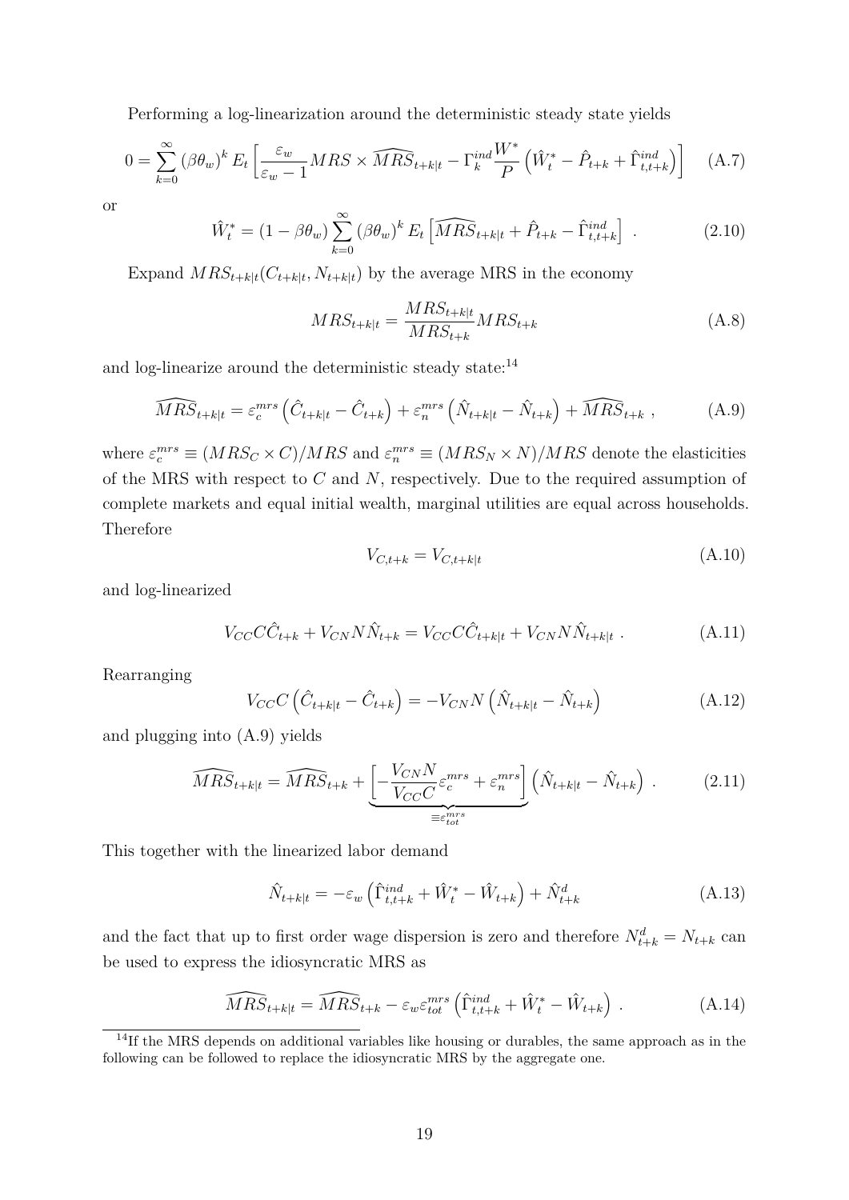Performing a log-linearization around the deterministic steady state yields

$$0 = \sum_{k=0}^{\infty} (\beta\theta_w)^k E_t \left[ \frac{\varepsilon_w}{\varepsilon_w - 1} MRS \times \widehat{MRS}_{t+k|t} - \Gamma_k^{ind} \frac{W^*}{P} \left( \hat{W}_t^* - \hat{P}_{t+k} + \hat{\Gamma}_{t,t+k}^{ind} \right) \right] \tag{A.7}$$

or

$$\hat{W}_t^* = (1 - \beta\theta_w) \sum_{k=0}^{\infty} (\beta\theta_w)^k E_t \left[ \widehat{MRS}_{t+k|t} + \hat{P}_{t+k} - \hat{\Gamma}_{t,t+k}^{ind} \right] \ . \tag{2.10}$$

Expand $MRS_{t+k|t}(C_{t+k|t}, N_{t+k|t})$ by the average MRS in the economy

$$MRS_{t+k|t} = \frac{MRS_{t+k|t}}{MRS_{t+k}} MRS_{t+k} \tag{A.8}$$

and log-linearize around the deterministic steady state:[14]

$$\widehat{MRS}_{t+k|t} = \varepsilon_c^{mrs} \left( \hat{C}_{t+k|t} - \hat{C}_{t+k} \right) + \varepsilon_n^{mrs} \left( \hat{N}_{t+k|t} - \hat{N}_{t+k} \right) + \widehat{MRS}_{t+k} \ , \tag{A.9}$$

where $\varepsilon_c^{mrs} \equiv (MRS_C \times C)/MRS$ and $\varepsilon_n^{mrs} \equiv (MRS_N \times N)/MRS$ denote the elasticities of the MRS with respect to $C$ and $N$, respectively. Due to the required assumption of complete markets and equal initial wealth, marginal utilities are equal across households. Therefore

$$V_{C,t+k} = V_{C,t+k|t} \tag{A.10}$$

and log-linearized

$$V_{CC} C \hat{C}_{t+k} + V_{CN} N \hat{N}_{t+k} = V_{CC} C \hat{C}_{t+k|t} + V_{CN} N \hat{N}_{t+k|t} \ . \tag{A.11}$$

Rearranging

$$V_{CC} C \left( \hat{C}_{t+k|t} - \hat{C}_{t+k} \right) = -V_{CN} N \left( \hat{N}_{t+k|t} - \hat{N}_{t+k} \right) \tag{A.12}$$

and plugging into (A.9) yields

$$\widehat{MRS}_{t+k|t} = \widehat{MRS}_{t+k} + \underbrace{\left[ -\frac{V_{CN} N}{V_{CC} C} \varepsilon_c^{mrs} + \varepsilon_n^{mrs} \right]}_{\equiv \varepsilon_{tot}^{mrs}} \left( \hat{N}_{t+k|t} - \hat{N}_{t+k} \right) \ . \tag{2.11}$$

This together with the linearized labor demand

$$\hat{N}_{t+k|t} = -\varepsilon_w \left( \hat{\Gamma}_{t,t+k}^{ind} + \hat{W}_t^* - \hat{W}_{t+k} \right) + \hat{N}_{t+k}^d \tag{A.13}$$

and the fact that up to first order wage dispersion is zero and therefore $N_{t+k}^d = N_{t+k}$ can be used to express the idiosyncratic MRS as

$$\widehat{MRS}_{t+k|t} = \widehat{MRS}_{t+k} - \varepsilon_w \varepsilon_{tot}^{mrs} \left( \hat{\Gamma}_{t,t+k}^{ind} + \hat{W}_t^* - \hat{W}_{t+k} \right) \ . \tag{A.14}$$

[14] If the MRS depends on additional variables like housing or durables, the same approach as in the following can be followed to replace the idiosyncratic MRS by the aggregate one.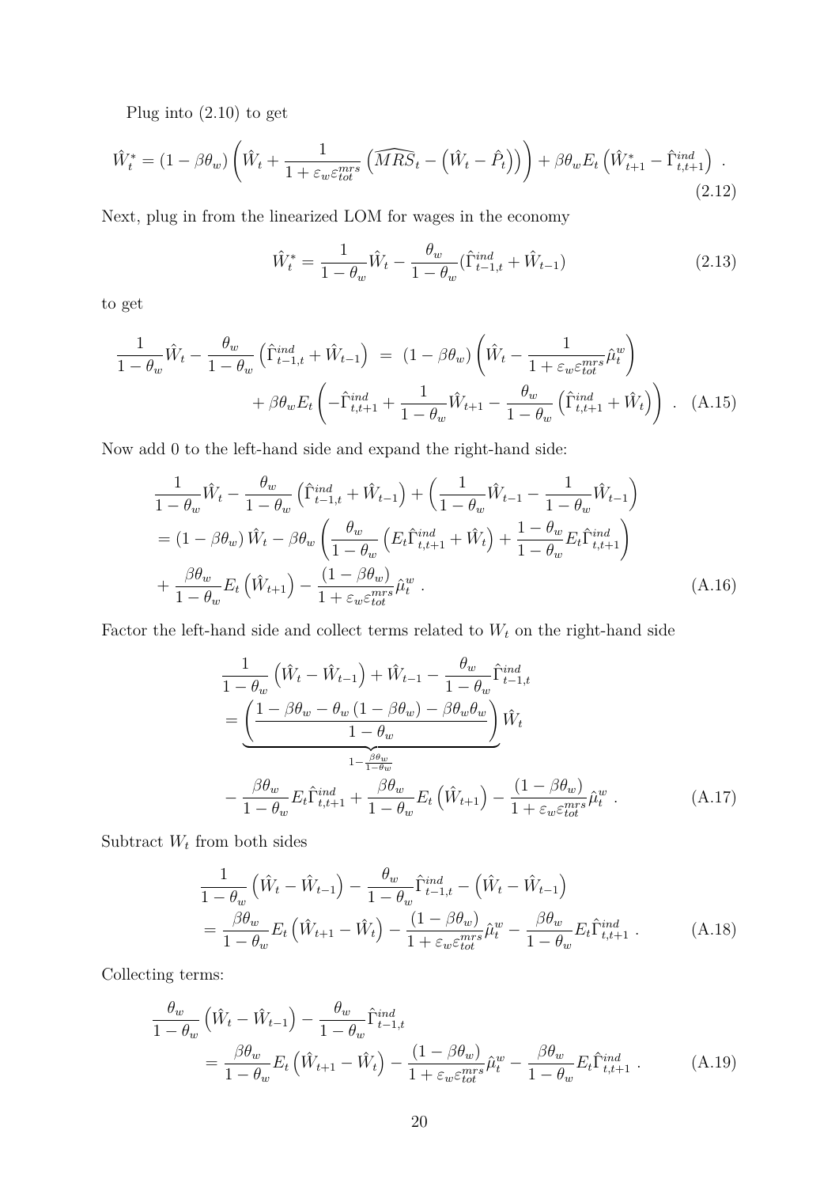Plug into (2.10) to get

$$\hat{W}_t^* = (1-\beta\theta_w)\left(\hat{W}_t + \frac{1}{1+\varepsilon_w\varepsilon_{tot}^{mrs}}\left(\widehat{MRS}_t - \left(\hat{W}_t - \hat{P}_t\right)\right)\right) + \beta\theta_w E_t\left(\hat{W}_{t+1}^* - \hat{\Gamma}_{t,t+1}^{ind}\right) \ . \tag{2.12}$$

Next, plug in from the linearized LOM for wages in the economy

$$\hat{W}_t^* = \frac{1}{1-\theta_w}\hat{W}_t - \frac{\theta_w}{1-\theta_w}(\hat{\Gamma}_{t-1,t}^{ind} + \hat{W}_{t-1}) \tag{2.13}$$

to get

$$\begin{aligned}\frac{1}{1-\theta_w}\hat{W}_t - \frac{\theta_w}{1-\theta_w}\left(\hat{\Gamma}_{t-1,t}^{ind} + \hat{W}_{t-1}\right) \ &= \ (1-\beta\theta_w)\left(\hat{W}_t - \frac{1}{1+\varepsilon_w\varepsilon_{tot}^{mrs}}\hat{\mu}_t^w\right) \\ &+ \beta\theta_w E_t\left(-\hat{\Gamma}_{t,t+1}^{ind} + \frac{1}{1-\theta_w}\hat{W}_{t+1} - \frac{\theta_w}{1-\theta_w}\left(\hat{\Gamma}_{t,t+1}^{ind} + \hat{W}_t\right)\right) \ .\end{aligned} \tag{A.15}$$

Now add 0 to the left-hand side and expand the right-hand side:

$$\begin{aligned}&\frac{1}{1-\theta_w}\hat{W}_t - \frac{\theta_w}{1-\theta_w}\left(\hat{\Gamma}_{t-1,t}^{ind} + \hat{W}_{t-1}\right) + \left(\frac{1}{1-\theta_w}\hat{W}_{t-1} - \frac{1}{1-\theta_w}\hat{W}_{t-1}\right) \\ &= (1-\beta\theta_w)\hat{W}_t - \beta\theta_w\left(\frac{\theta_w}{1-\theta_w}\left(E_t\hat{\Gamma}_{t,t+1}^{ind} + \hat{W}_t\right) + \frac{1-\theta_w}{1-\theta_w}E_t\hat{\Gamma}_{t,t+1}^{ind}\right) \\ &+ \frac{\beta\theta_w}{1-\theta_w}E_t\left(\hat{W}_{t+1}\right) - \frac{(1-\beta\theta_w)}{1+\varepsilon_w\varepsilon_{tot}^{mrs}}\hat{\mu}_t^w \ .\end{aligned} \tag{A.16}$$

Factor the left-hand side and collect terms related to $W_t$ on the right-hand side

$$\begin{aligned}&\frac{1}{1-\theta_w}\left(\hat{W}_t - \hat{W}_{t-1}\right) + \hat{W}_{t-1} - \frac{\theta_w}{1-\theta_w}\hat{\Gamma}_{t-1,t}^{ind} \\ &= \underbrace{\left(\frac{1-\beta\theta_w - \theta_w(1-\beta\theta_w) - \beta\theta_w\theta_w}{1-\theta_w}\right)}_{1-\frac{\beta\theta_w}{1-\theta_w}}\hat{W}_t \\ &- \frac{\beta\theta_w}{1-\theta_w}E_t\hat{\Gamma}_{t,t+1}^{ind} + \frac{\beta\theta_w}{1-\theta_w}E_t\left(\hat{W}_{t+1}\right) - \frac{(1-\beta\theta_w)}{1+\varepsilon_w\varepsilon_{tot}^{mrs}}\hat{\mu}_t^w \ .\end{aligned} \tag{A.17}$$

Subtract $W_t$ from both sides

$$\begin{aligned}&\frac{1}{1-\theta_w}\left(\hat{W}_t - \hat{W}_{t-1}\right) - \frac{\theta_w}{1-\theta_w}\hat{\Gamma}_{t-1,t}^{ind} - \left(\hat{W}_t - \hat{W}_{t-1}\right) \\ &= \frac{\beta\theta_w}{1-\theta_w}E_t\left(\hat{W}_{t+1} - \hat{W}_t\right) - \frac{(1-\beta\theta_w)}{1+\varepsilon_w\varepsilon_{tot}^{mrs}}\hat{\mu}_t^w - \frac{\beta\theta_w}{1-\theta_w}E_t\hat{\Gamma}_{t,t+1}^{ind} \ .\end{aligned} \tag{A.18}$$

Collecting terms:

$$\begin{aligned}&\frac{\theta_w}{1-\theta_w}\left(\hat{W}_t - \hat{W}_{t-1}\right) - \frac{\theta_w}{1-\theta_w}\hat{\Gamma}_{t-1,t}^{ind} \\ &= \frac{\beta\theta_w}{1-\theta_w}E_t\left(\hat{W}_{t+1} - \hat{W}_t\right) - \frac{(1-\beta\theta_w)}{1+\varepsilon_w\varepsilon_{tot}^{mrs}}\hat{\mu}_t^w - \frac{\beta\theta_w}{1-\theta_w}E_t\hat{\Gamma}_{t,t+1}^{ind} \ .\end{aligned} \tag{A.19}$$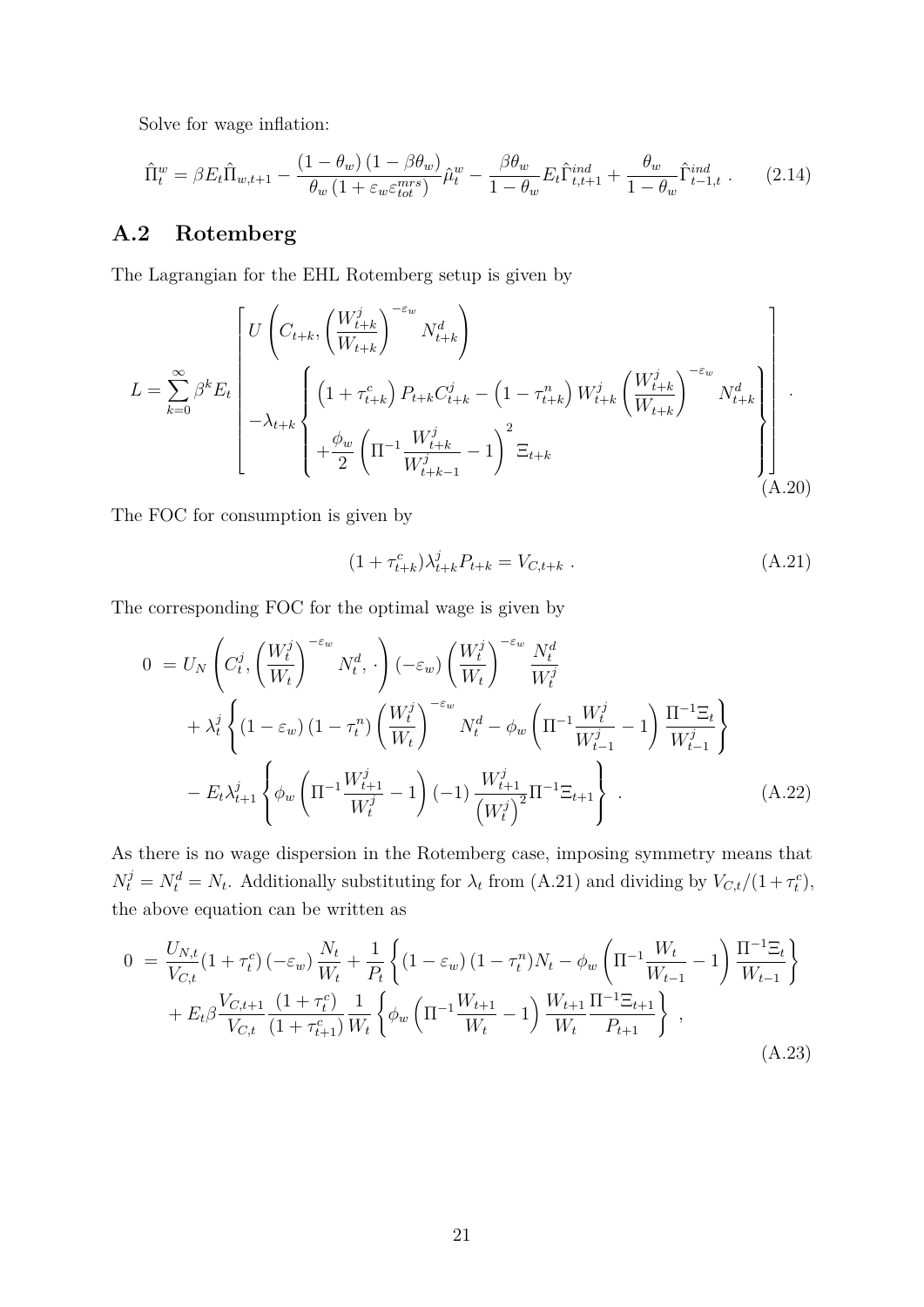Solve for wage inflation:

$$\hat{\Pi}_t^w = \beta E_t \hat{\Pi}_{w,t+1} - \frac{(1-\theta_w)(1-\beta\theta_w)}{\theta_w(1+\varepsilon_w \varepsilon_{tot}^{mrs})} \hat{\mu}_t^w - \frac{\beta\theta_w}{1-\theta_w} E_t \hat{\Gamma}_{t,t+1}^{ind} + \frac{\theta_w}{1-\theta_w} \hat{\Gamma}_{t-1,t}^{ind} \; . \tag{2.14}$$

## A.2 Rotemberg

The Lagrangian for the EHL Rotemberg setup is given by

$$L = \sum_{k=0}^{\infty} \beta^k E_t \left[ \begin{array}{l} U\left(C_{t+k}, \left(\dfrac{W_{t+k}^j}{W_{t+k}}\right)^{-\varepsilon_w} N_{t+k}^d\right) \\ -\lambda_{t+k} \left\{ \begin{array}{l} \left(1+\tau_{t+k}^c\right) P_{t+k} C_{t+k}^j - \left(1-\tau_{t+k}^n\right) W_{t+k}^j \left(\dfrac{W_{t+k}^j}{W_{t+k}}\right)^{-\varepsilon_w} N_{t+k}^d \\ +\dfrac{\phi_w}{2}\left(\Pi^{-1}\dfrac{W_{t+k}^j}{W_{t+k-1}^j} - 1\right)^2 \Xi_{t+k} \end{array} \right\} \end{array} \right] . \tag{A.20}$$

The FOC for consumption is given by

$$(1+\tau_{t+k}^c)\lambda_{t+k}^j P_{t+k} = V_{C,t+k} \; . \tag{A.21}$$

The corresponding FOC for the optimal wage is given by

$$\begin{aligned} 0 \; &= U_N\left(C_t^j, \left(\frac{W_t^j}{W_t}\right)^{-\varepsilon_w} N_t^d, \cdot\right)(-\varepsilon_w)\left(\frac{W_t^j}{W_t}\right)^{-\varepsilon_w} \frac{N_t^d}{W_t^j} \\ &+ \lambda_t^j \left\{ (1-\varepsilon_w)(1-\tau_t^n)\left(\frac{W_t^j}{W_t}\right)^{-\varepsilon_w} N_t^d - \phi_w\left(\Pi^{-1}\frac{W_t^j}{W_{t-1}^j} - 1\right)\frac{\Pi^{-1}\Xi_t}{W_{t-1}^j} \right\} \\ &- E_t \lambda_{t+1}^j \left\{ \phi_w \left(\Pi^{-1}\frac{W_{t+1}^j}{W_t^j} - 1\right)(-1)\frac{W_{t+1}^j}{\left(W_t^j\right)^2}\Pi^{-1}\Xi_{t+1} \right\} \; . \end{aligned} \tag{A.22}$$

As there is no wage dispersion in the Rotemberg case, imposing symmetry means that $N_t^j = N_t^d = N_t$. Additionally substituting for $\lambda_t$ from (A.21) and dividing by $V_{C,t}/(1+\tau_t^c)$, the above equation can be written as

$$\begin{aligned} 0 \; &= \frac{U_{N,t}}{V_{C,t}}(1+\tau_t^c)(-\varepsilon_w)\frac{N_t}{W_t} + \frac{1}{P_t}\left\{ (1-\varepsilon_w)(1-\tau_t^n)N_t - \phi_w\left(\Pi^{-1}\frac{W_t}{W_{t-1}} - 1\right)\frac{\Pi^{-1}\Xi_t}{W_{t-1}} \right\} \\ &+ E_t \beta \frac{V_{C,t+1}}{V_{C,t}} \frac{(1+\tau_t^c)}{(1+\tau_{t+1}^c)} \frac{1}{W_t} \left\{ \phi_w \left(\Pi^{-1}\frac{W_{t+1}}{W_t} - 1\right)\frac{W_{t+1}}{W_t}\frac{\Pi^{-1}\Xi_{t+1}}{P_{t+1}} \right\} \; , \end{aligned} \tag{A.23}$$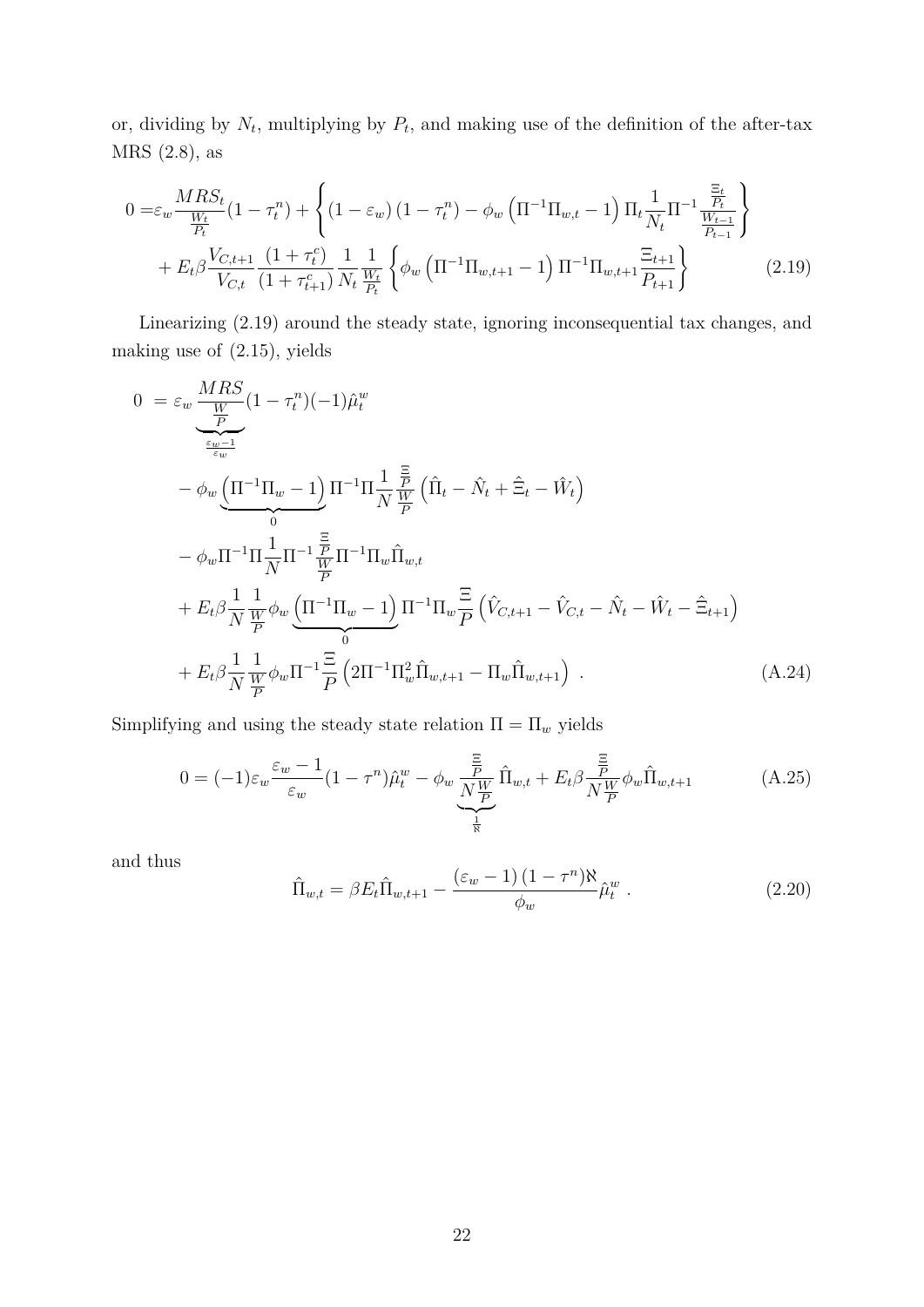or, dividing by $N_t$, multiplying by $P_t$, and making use of the definition of the after-tax MRS (2.8), as

$$
\begin{aligned}
0 =& \varepsilon_w \frac{MRS_t}{\frac{W_t}{P_t}}(1-\tau_t^n) + \left\{ (1-\varepsilon_w)(1-\tau_t^n) - \phi_w \left(\Pi^{-1}\Pi_{w,t} - 1\right)\Pi_t \frac{1}{N_t}\Pi^{-1}\frac{\frac{\Xi_t}{P_t}}{\frac{W_{t-1}}{P_{t-1}}} \right\} \\
&+ E_t \beta \frac{V_{C,t+1}}{V_{C,t}} \frac{(1+\tau_t^c)}{(1+\tau_{t+1}^c)} \frac{1}{N_t} \frac{1}{\frac{W_t}{P_t}} \left\{ \phi_w \left(\Pi^{-1}\Pi_{w,t+1} - 1\right)\Pi^{-1}\Pi_{w,t+1}\frac{\Xi_{t+1}}{P_{t+1}} \right\} \qquad (2.19)
\end{aligned}
$$

Linearizing (2.19) around the steady state, ignoring inconsequential tax changes, and making use of (2.15), yields

$$
\begin{aligned}
0 \;=\; & \varepsilon_w \underbrace{\frac{MRS}{\frac{W}{P}}}_{\frac{\varepsilon_w - 1}{\varepsilon_w}}(1-\tau_t^n)(-1)\hat{\mu}_t^w \\
& - \phi_w \underbrace{\left(\Pi^{-1}\Pi_w - 1\right)}_{0} \Pi^{-1}\Pi \frac{1}{N}\frac{\frac{\Xi}{P}}{\frac{W}{P}}\left(\hat{\Pi}_t - \hat{N}_t + \hat{\Xi}_t - \hat{W}_t\right) \\
& - \phi_w \Pi^{-1}\Pi\frac{1}{N}\Pi^{-1}\frac{\frac{\Xi}{P}}{\frac{W}{P}}\Pi^{-1}\Pi_w \hat{\Pi}_{w,t} \\
& + E_t \beta \frac{1}{N}\frac{1}{\frac{W}{P}}\phi_w \underbrace{\left(\Pi^{-1}\Pi_w - 1\right)}_{0}\Pi^{-1}\Pi_w \frac{\Xi}{P}\left(\hat{V}_{C,t+1} - \hat{V}_{C,t} - \hat{N}_t - \hat{W}_t - \hat{\Xi}_{t+1}\right) \\
& + E_t \beta \frac{1}{N}\frac{1}{\frac{W}{P}}\phi_w \Pi^{-1}\frac{\Xi}{P}\left(2\Pi^{-1}\Pi_w^2 \hat{\Pi}_{w,t+1} - \Pi_w \hat{\Pi}_{w,t+1}\right) \; . \qquad \text{(A.24)}
\end{aligned}
$$

Simplifying and using the steady state relation $\Pi = \Pi_w$ yields

$$
0 = (-1)\varepsilon_w \frac{\varepsilon_w - 1}{\varepsilon_w}(1-\tau^n)\hat{\mu}_t^w - \phi_w \underbrace{\frac{\frac{\Xi}{P}}{N\frac{W}{P}}}_{\frac{1}{\aleph}}\hat{\Pi}_{w,t} + E_t \beta \frac{\frac{\Xi}{P}}{N\frac{W}{P}}\phi_w \hat{\Pi}_{w,t+1} \qquad \text{(A.25)}
$$

and thus

$$
\hat{\Pi}_{w,t} = \beta E_t \hat{\Pi}_{w,t+1} - \frac{(\varepsilon_w - 1)(1-\tau^n)\aleph}{\phi_w}\hat{\mu}_t^w \; . \qquad (2.20)
$$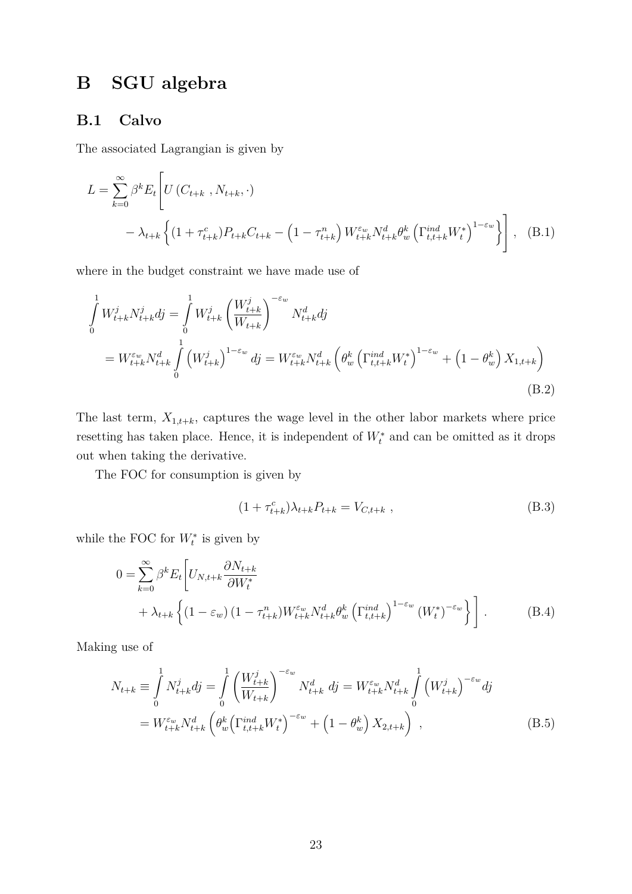# B SGU algebra

## B.1 Calvo

The associated Lagrangian is given by

$$L = \sum_{k=0}^{\infty} \beta^k E_t \Bigg[ U\left(C_{t+k}\ , N_{t+k}, \cdot\right) \\ - \lambda_{t+k} \left\{ (1+\tau^c_{t+k}) P_{t+k} C_{t+k} - \left(1-\tau^n_{t+k}\right) W^{\varepsilon_w}_{t+k} N^d_{t+k} \theta^k_w \left(\Gamma^{ind}_{t,t+k} W^*_t\right)^{1-\varepsilon_w} \right\} \Bigg], \quad \text{(B.1)}$$

where in the budget constraint we have made use of

$$\int_0^1 W^j_{t+k} N^j_{t+k} dj = \int_0^1 W^j_{t+k} \left(\frac{W^j_{t+k}}{W_{t+k}}\right)^{-\varepsilon_w} N^d_{t+k} dj \\ = W^{\varepsilon_w}_{t+k} N^d_{t+k} \int_0^1 \left(W^j_{t+k}\right)^{1-\varepsilon_w} dj = W^{\varepsilon_w}_{t+k} N^d_{t+k} \left( \theta^k_w \left(\Gamma^{ind}_{t,t+k} W^*_t\right)^{1-\varepsilon_w} + \left(1-\theta^k_w\right) X_{1,t+k} \right) \quad \text{(B.2)}$$

The last term, $X_{1,t+k}$, captures the wage level in the other labor markets where price resetting has taken place. Hence, it is independent of $W^*_t$ and can be omitted as it drops out when taking the derivative.

The FOC for consumption is given by

$$(1+\tau^c_{t+k}) \lambda_{t+k} P_{t+k} = V_{C,t+k}\ , \quad \text{(B.3)}$$

while the FOC for $W^*_t$ is given by

$$0 = \sum_{k=0}^{\infty} \beta^k E_t \Bigg[ U_{N,t+k} \frac{\partial N_{t+k}}{\partial W^*_t} \\ + \lambda_{t+k} \left\{ (1-\varepsilon_w)(1-\tau^n_{t+k}) W^{\varepsilon_w}_{t+k} N^d_{t+k} \theta^k_w \left(\Gamma^{ind}_{t,t+k}\right)^{1-\varepsilon_w} \left(W^*_t\right)^{-\varepsilon_w} \right\} \Bigg]. \quad \text{(B.4)}$$

Making use of

$$N_{t+k} \equiv \int_0^1 N^j_{t+k} dj = \int_0^1 \left(\frac{W^j_{t+k}}{W_{t+k}}\right)^{-\varepsilon_w} N^d_{t+k}\ dj = W^{\varepsilon_w}_{t+k} N^d_{t+k} \int_0^1 \left(W^j_{t+k}\right)^{-\varepsilon_w} dj \\ = W^{\varepsilon_w}_{t+k} N^d_{t+k} \left( \theta^k_w \left(\Gamma^{ind}_{t,t+k} W^*_t\right)^{-\varepsilon_w} + \left(1-\theta^k_w\right) X_{2,t+k} \right)\ , \quad \text{(B.5)}$$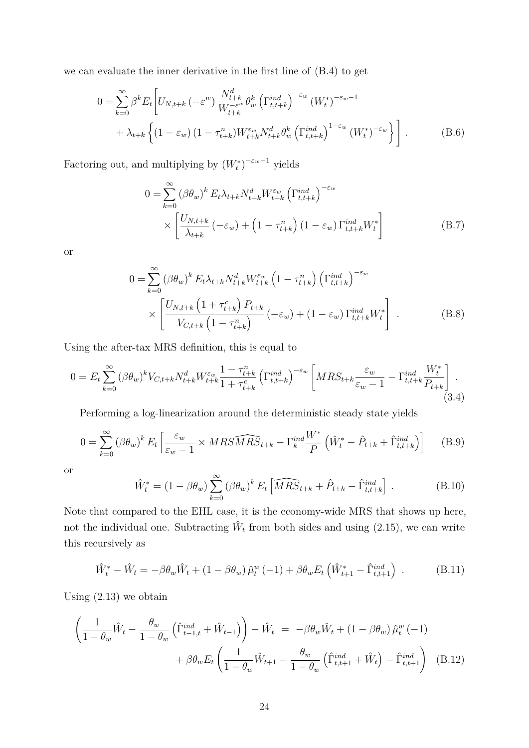we can evaluate the inner derivative in the first line of (B.4) to get

$$
\begin{aligned}
0 = \sum_{k=0}^{\infty} \beta^k E_t \Bigg[ & U_{N,t+k} \left(-\varepsilon^w\right) \frac{N_{t+k}^d}{W_{t+k}^{-\varepsilon^w}} \theta_w^k \left(\Gamma_{t,t+k}^{ind}\right)^{-\varepsilon_w} \left(W_t^*\right)^{-\varepsilon_w - 1} \\
& + \lambda_{t+k} \left\{ \left(1-\varepsilon_w\right) \left(1-\tau_{t+k}^n\right) W_{t+k}^{\varepsilon_w} N_{t+k}^d \theta_w^k \left(\Gamma_{t,t+k}^{ind}\right)^{1-\varepsilon_w} \left(W_t^*\right)^{-\varepsilon_w} \right\} \Bigg] . \qquad \text{(B.6)}
\end{aligned}
$$

Factoring out, and multiplying by $\left(W_t^*\right)^{-\varepsilon_w - 1}$ yields

$$
\begin{aligned}
0 = & \sum_{k=0}^{\infty} \left(\beta\theta_w\right)^k E_t \lambda_{t+k} N_{t+k}^d W_{t+k}^{\varepsilon_w} \left(\Gamma_{t,t+k}^{ind}\right)^{-\varepsilon_w} \\
& \times \left[ \frac{U_{N,t+k}}{\lambda_{t+k}} \left(-\varepsilon_w\right) + \left(1-\tau_{t+k}^n\right) \left(1-\varepsilon_w\right) \Gamma_{t,t+k}^{ind} W_t^* \right] \qquad \text{(B.7)}
\end{aligned}
$$

or

$$
\begin{aligned}
0 = & \sum_{k=0}^{\infty} \left(\beta\theta_w\right)^k E_t \lambda_{t+k} N_{t+k}^d W_{t+k}^{\varepsilon_w} \left(1-\tau_{t+k}^n\right) \left(\Gamma_{t,t+k}^{ind}\right)^{-\varepsilon_w} \\
& \times \left[ \frac{U_{N,t+k} \left(1+\tau_{t+k}^c\right) P_{t+k}}{V_{C,t+k} \left(1-\tau_{t+k}^n\right)} \left(-\varepsilon_w\right) + \left(1-\varepsilon_w\right) \Gamma_{t,t+k}^{ind} W_t^* \right] . \qquad \text{(B.8)}
\end{aligned}
$$

Using the after-tax MRS definition, this is equal to

$$
0 = E_t \sum_{k=0}^{\infty} (\beta\theta_w)^k V_{C,t+k} N_{t+k}^d W_{t+k}^{\varepsilon_w} \frac{1-\tau_{t+k}^n}{1+\tau_{t+k}^c} \left(\Gamma_{t,t+k}^{ind}\right)^{-\varepsilon_w} \left[ MRS_{t+k} \frac{\varepsilon_w}{\varepsilon_w - 1} - \Gamma_{t,t+k}^{ind} \frac{W_t^*}{P_{t+k}} \right] . \qquad (3.4)
$$

Performing a log-linearization around the deterministic steady state yields

$$
0 = \sum_{k=0}^{\infty} \left(\beta\theta_w\right)^k E_t \left[ \frac{\varepsilon_w}{\varepsilon_w - 1} \times MRS \widehat{MRS}_{t+k} - \Gamma_k^{ind} \frac{W^*}{P} \left( \hat{W}_t^* - \hat{P}_{t+k} + \hat{\Gamma}_{t,t+k}^{ind} \right) \right] \qquad \text{(B.9)}
$$

or

$$
\hat{W}_t^* = \left(1-\beta\theta_w\right) \sum_{k=0}^{\infty} \left(\beta\theta_w\right)^k E_t \left[ \widehat{MRS}_{t+k} + \hat{P}_{t+k} - \hat{\Gamma}_{t,t+k}^{ind} \right] . \qquad \text{(B.10)}
$$

Note that compared to the EHL case, it is the economy-wide MRS that shows up here, not the individual one. Subtracting $\hat{W}_t$ from both sides and using (2.15), we can write this recursively as

$$
\hat{W}_t^* - \hat{W}_t = -\beta\theta_w \hat{W}_t + \left(1-\beta\theta_w\right) \hat{\mu}_t^w(-1) + \beta\theta_w E_t \left( \hat{W}_{t+1}^* - \hat{\Gamma}_{t,t+1}^{ind} \right) . \qquad \text{(B.11)}
$$

Using (2.13) we obtain

$$
\begin{aligned}
\left( \frac{1}{1-\theta_w} \hat{W}_t - \frac{\theta_w}{1-\theta_w} \left( \hat{\Gamma}_{t-1,t}^{ind} + \hat{W}_{t-1} \right) \right) - \hat{W}_t \ = & \ -\beta\theta_w \hat{W}_t + \left(1-\beta\theta_w\right) \hat{\mu}_t^w(-1) \\
& + \beta\theta_w E_t \left( \frac{1}{1-\theta_w} \hat{W}_{t+1} - \frac{\theta_w}{1-\theta_w} \left( \hat{\Gamma}_{t,t+1}^{ind} + \hat{W}_t \right) - \hat{\Gamma}_{t,t+1}^{ind} \right) \quad \text{(B.12)}
\end{aligned}
$$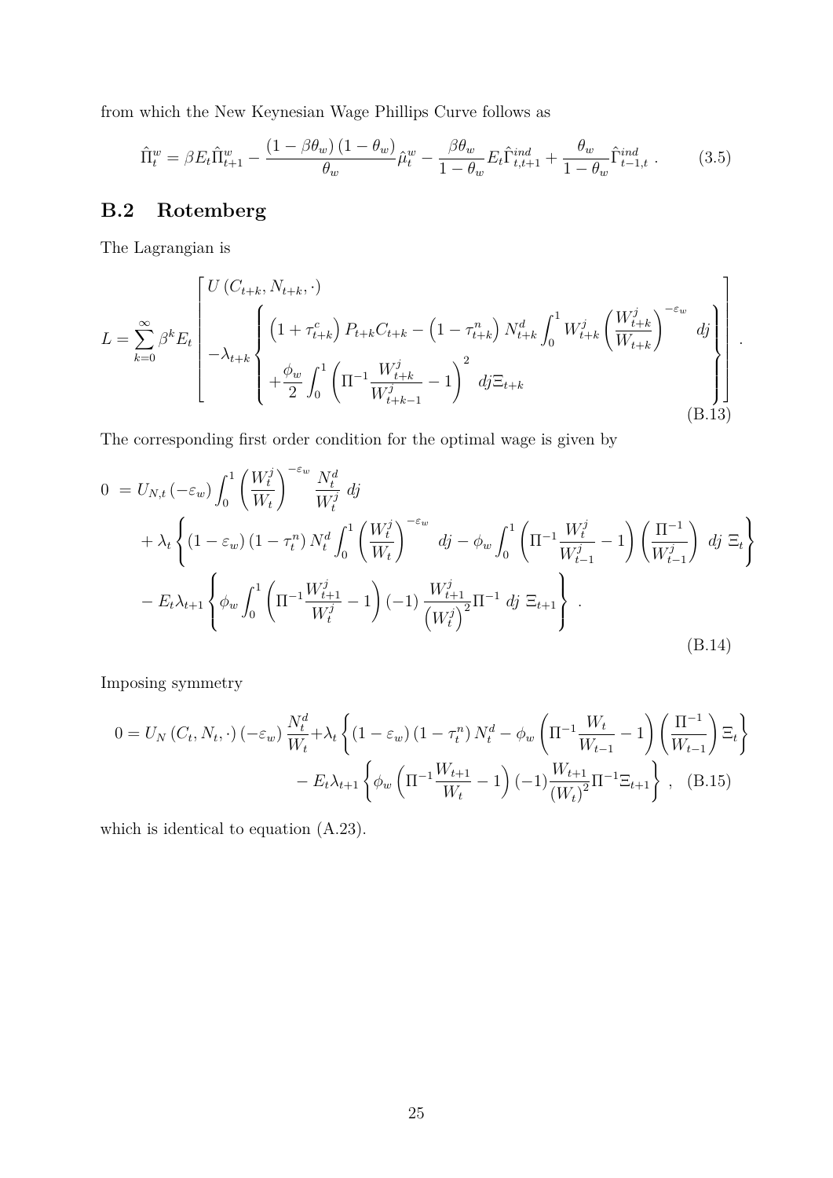from which the New Keynesian Wage Phillips Curve follows as

$$\hat{\Pi}_t^w = \beta E_t \hat{\Pi}_{t+1}^w - \frac{(1-\beta\theta_w)(1-\theta_w)}{\theta_w}\hat{\mu}_t^w - \frac{\beta\theta_w}{1-\theta_w}E_t\hat{\Gamma}_{t,t+1}^{ind} + \frac{\theta_w}{1-\theta_w}\hat{\Gamma}_{t-1,t}^{ind} \; . \tag{3.5}$$

## B.2 Rotemberg

The Lagrangian is

$$L = \sum_{k=0}^{\infty} \beta^k E_t \left[ \begin{array}{l} U\left(C_{t+k}, N_{t+k}, \cdot\right) \\ -\lambda_{t+k} \left\{ \begin{array}{l} \left(1+\tau_{t+k}^c\right) P_{t+k} C_{t+k} - \left(1-\tau_{t+k}^n\right) N_{t+k}^d \int_0^1 W_{t+k}^j \left(\frac{W_{t+k}^j}{W_{t+k}}\right)^{-\varepsilon_w} dj \\ +\frac{\phi_w}{2}\int_0^1 \left(\Pi^{-1}\frac{W_{t+k}^j}{W_{t+k-1}^j} - 1\right)^2 dj \Xi_{t+k} \end{array} \right\} \end{array} \right] . \tag{B.13}$$

The corresponding first order condition for the optimal wage is given by

$$\begin{aligned} 0 \; &= U_{N,t}\left(-\varepsilon_w\right)\int_0^1 \left(\frac{W_t^j}{W_t}\right)^{-\varepsilon_w} \frac{N_t^d}{W_t^j}\, dj \\ &+ \lambda_t \left\{ \left(1-\varepsilon_w\right)\left(1-\tau_t^n\right) N_t^d \int_0^1 \left(\frac{W_t^j}{W_t}\right)^{-\varepsilon_w} dj - \phi_w \int_0^1 \left(\Pi^{-1}\frac{W_t^j}{W_{t-1}^j} - 1\right)\left(\frac{\Pi^{-1}}{W_{t-1}^j}\right) dj \; \Xi_t \right\} \\ &- E_t \lambda_{t+1} \left\{ \phi_w \int_0^1 \left(\Pi^{-1}\frac{W_{t+1}^j}{W_t^j} - 1\right)(-1)\frac{W_{t+1}^j}{\left(W_t^j\right)^2}\Pi^{-1}\; dj \; \Xi_{t+1} \right\} \; . \end{aligned} \tag{B.14}$$

Imposing symmetry

$$\begin{aligned} 0 = U_N\left(C_t, N_t, \cdot\right)\left(-\varepsilon_w\right)\frac{N_t^d}{W_t} + \lambda_t \left\{ \left(1-\varepsilon_w\right)\left(1-\tau_t^n\right) N_t^d - \phi_w \left(\Pi^{-1}\frac{W_t}{W_{t-1}} - 1\right)\left(\frac{\Pi^{-1}}{W_{t-1}}\right)\Xi_t \right\} \\ - E_t \lambda_{t+1} \left\{ \phi_w \left(\Pi^{-1}\frac{W_{t+1}}{W_t} - 1\right)(-1)\frac{W_{t+1}}{\left(W_t\right)^2}\Pi^{-1}\Xi_{t+1} \right\} \; , \end{aligned} \tag{B.15}$$

which is identical to equation (A.23).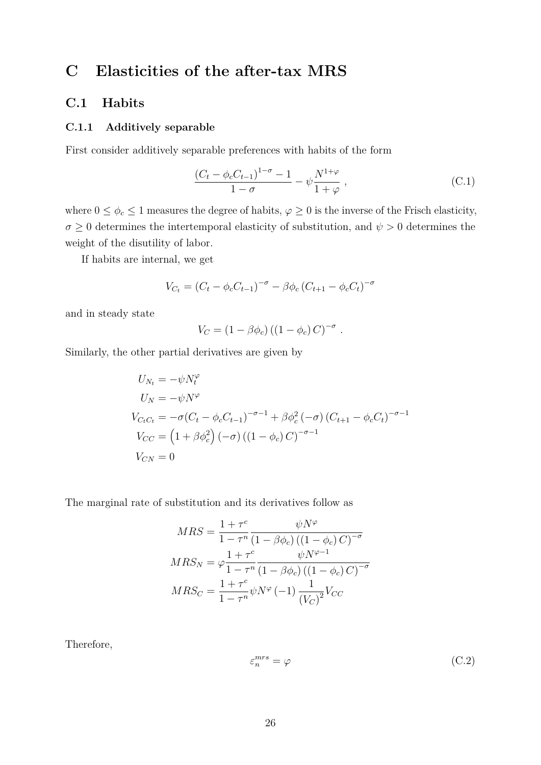# C Elasticities of the after-tax MRS

## C.1 Habits

### C.1.1 Additively separable

First consider additively separable preferences with habits of the form

$$\frac{(C_t - \phi_c C_{t-1})^{1-\sigma} - 1}{1-\sigma} - \psi \frac{N^{1+\varphi}}{1+\varphi} \,, \tag{C.1}$$

where $0 \leq \phi_c \leq 1$ measures the degree of habits, $\varphi \geq 0$ is the inverse of the Frisch elasticity, $\sigma \geq 0$ determines the intertemporal elasticity of substitution, and $\psi > 0$ determines the weight of the disutility of labor.

If habits are internal, we get

$$V_{C_t} = (C_t - \phi_c C_{t-1})^{-\sigma} - \beta\phi_c \left(C_{t+1} - \phi_c C_t\right)^{-\sigma}$$

and in steady state

$$V_C = (1 - \beta\phi_c)\left((1-\phi_c)\, C\right)^{-\sigma} \,.$$

Similarly, the other partial derivatives are given by

$$\begin{aligned}
U_{N_t} &= -\psi N_t^{\varphi} \\
U_N &= -\psi N^{\varphi} \\
V_{C_t C_t} &= -\sigma (C_t - \phi_c C_{t-1})^{-\sigma-1} + \beta\phi_c^2 \left(-\sigma\right) \left(C_{t+1} - \phi_c C_t\right)^{-\sigma-1} \\
V_{CC} &= \left(1 + \beta\phi_c^2\right) \left(-\sigma\right) \left((1-\phi_c)\, C\right)^{-\sigma-1} \\
V_{CN} &= 0
\end{aligned}$$

The marginal rate of substitution and its derivatives follow as

$$\begin{aligned}
MRS &= \frac{1+\tau^c}{1-\tau^n} \frac{\psi N^{\varphi}}{(1-\beta\phi_c)\left((1-\phi_c)\, C\right)^{-\sigma}} \\
MRS_N &= \varphi \frac{1+\tau^c}{1-\tau^n} \frac{\psi N^{\varphi-1}}{(1-\beta\phi_c)\left((1-\phi_c)\, C\right)^{-\sigma}} \\
MRS_C &= \frac{1+\tau^c}{1-\tau^n} \psi N^{\varphi} \left(-1\right) \frac{1}{\left(V_C\right)^2} V_{CC}
\end{aligned}$$

Therefore,

$$\varepsilon_n^{mrs} = \varphi \tag{C.2}$$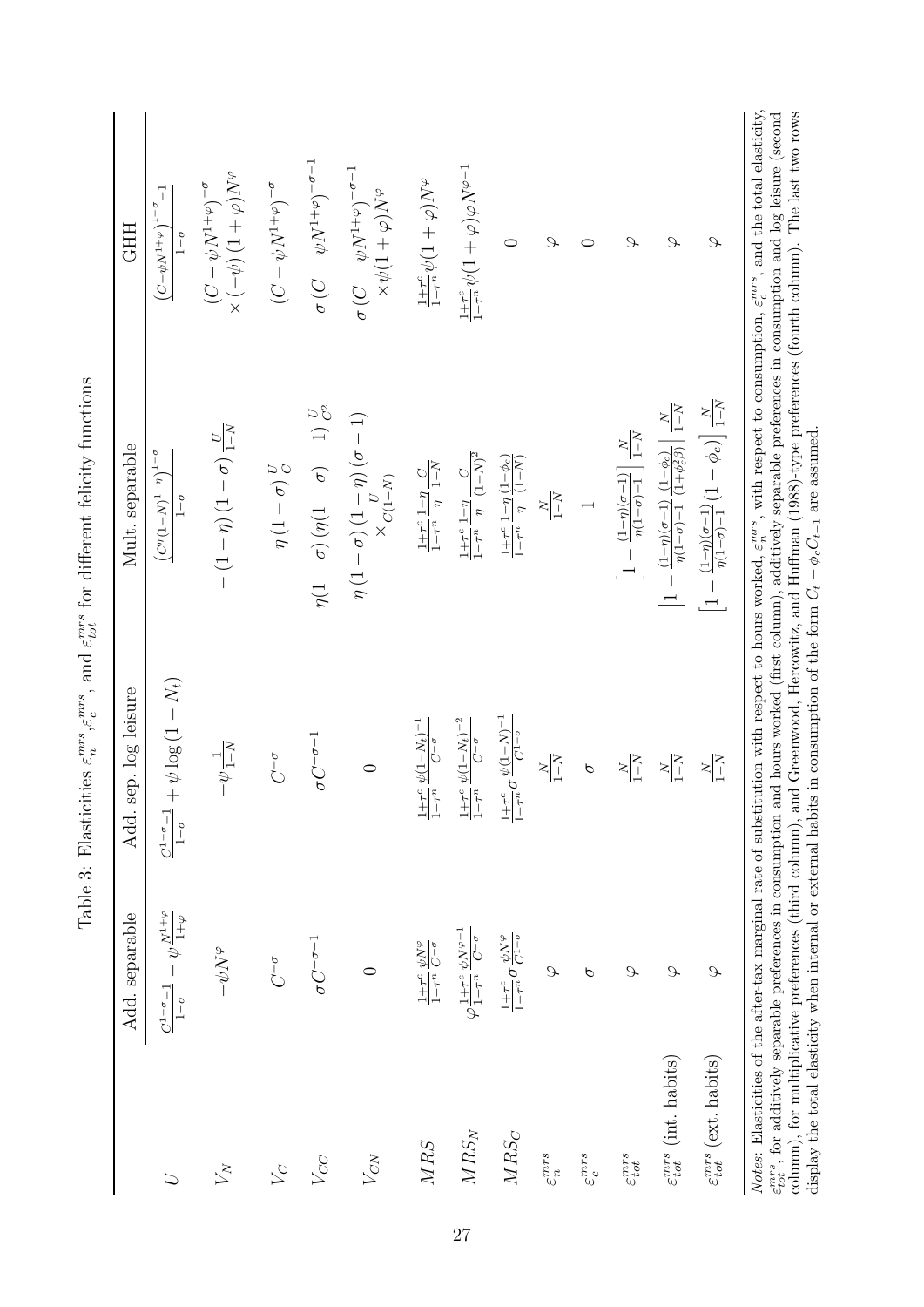Table 3: Elasticities $\varepsilon_n^{mrs}$, $\varepsilon_c^{mrs}$, and $\varepsilon_{tot}^{mrs}$ for different felicity functions

| | Add. separable | Add. sep. log leisure | Mult. separable | GHH |
|---|---|---|---|---|
| $U$ | $\frac{C^{1-\sigma}-1}{1-\sigma} - \psi\frac{N^{1+\varphi}}{1+\varphi}$ | $\frac{C^{1-\sigma}-1}{1-\sigma} + \psi\log(1-N_t)$ | $\frac{\left(C^{\eta}(1-N)^{1-\eta}\right)^{1-\sigma}}{1-\sigma}$ | $\frac{\left(C-\psi N^{1+\varphi}\right)^{1-\sigma}-1}{1-\sigma}$ |
| $V_N$ | $-\psi N^{\varphi}$ | $-\psi\frac{1}{1-N}$ | $-(1-\eta)(1-\sigma)\frac{U}{1-N}$ | $\left(C-\psi N^{1+\varphi}\right)^{-\sigma} \times(-\psi)(1+\varphi)N^{\varphi}$ |
| $V_C$ | $C^{-\sigma}$ | $C^{-\sigma}$ | $\eta(1-\sigma)\frac{U}{C}$ | $\left(C-\psi N^{1+\varphi}\right)^{-\sigma}$ |
| $V_{CC}$ | $-\sigma C^{-\sigma-1}$ | $-\sigma C^{-\sigma-1}$ | $\eta(1-\sigma)\left(\eta(1-\sigma)-1\right)\frac{U}{C^2}$ | $-\sigma\left(C-\psi N^{1+\varphi}\right)^{-\sigma-1}$ |
| $V_{CN}$ | $0$ | $0$ | $\eta(1-\sigma)(1-\eta)(\sigma-1) \times\frac{U}{C(1-N)}$ | $\sigma\left(C-\psi N^{1+\varphi}\right)^{-\sigma-1} \times\psi(1+\varphi)N^{\varphi}$ |
| $MRS$ | $\frac{1+\tau^c}{1-\tau^n}\frac{\psi N^{\varphi}}{C^{-\sigma}}$ | $\frac{1+\tau^c}{1-\tau^n}\frac{\psi(1-N_t)^{-1}}{C^{-\sigma}}$ | $\frac{1+\tau^c}{1-\tau^n}\frac{1-\eta}{\eta}\frac{C}{1-N}$ | $\frac{1+\tau^c}{1-\tau^n}\psi(1+\varphi)N^{\varphi}$ |
| $MRS_N$ | $\varphi\frac{1+\tau^c}{1-\tau^n}\frac{\psi N^{\varphi-1}}{C^{-\sigma}}$ | $\frac{1+\tau^c}{1-\tau^n}\frac{\psi(1-N_t)^{-2}}{C^{-\sigma}}$ | $\frac{1+\tau^c}{1-\tau^n}\frac{1-\eta}{\eta}\frac{C}{(1-N)^2}$ | $\frac{1+\tau^c}{1-\tau^n}\psi(1+\varphi)\varphi N^{\varphi-1}$ |
| $MRS_C$ | $\frac{1+\tau^c}{1-\tau^n}\sigma\frac{\psi N^{\varphi}}{C^{1-\sigma}}$ | $\frac{1+\tau^c}{1-\tau^n}\sigma\frac{\psi(1-N)^{-1}}{C^{1-\sigma}}$ | $\frac{1+\tau^c}{1-\tau^n}\frac{1-\eta}{\eta}\frac{(1-\phi_c)}{(1-N)}$ | $0$ |
| $\varepsilon_n^{mrs}$ | $\varphi$ | $\frac{N}{1-N}$ | $\frac{N}{1-N}$ | $\varphi$ |
| $\varepsilon_c^{mrs}$ | $\sigma$ | $\sigma$ | $1$ | $0$ |
| $\varepsilon_{tot}^{mrs}$ | $\varphi$ | $\frac{N}{1-N}$ | $\left[1-\frac{(1-\eta)(\sigma-1)}{\eta(1-\sigma)-1}\right]\frac{N}{1-N}$ | $\varphi$ |
| $\varepsilon_{tot}^{mrs}$ (int. habits) | $\varphi$ | $\frac{N}{1-N}$ | $\left[1-\frac{(1-\eta)(\sigma-1)}{\eta(1-\sigma)-1}\frac{(1-\phi_c)}{(1+\phi_c^2\beta)}\right]\frac{N}{1-N}$ | $\varphi$ |
| $\varepsilon_{tot}^{mrs}$ (ext. habits) | $\varphi$ | $\frac{N}{1-N}$ | $\left[1-\frac{(1-\eta)(\sigma-1)}{\eta(1-\sigma)-1}(1-\phi_c)\right]\frac{N}{1-N}$ | $\varphi$ |

*Notes*: Elasticities of the after-tax marginal rate of substitution with respect to hours worked, $\varepsilon_n^{mrs}$, with respect to consumption, $\varepsilon_c^{mrs}$, and the total elasticity, $\varepsilon_{tot}^{mrs}$, for additively separable preferences in consumption and hours worked (first column), additively separable preferences in consumption and log leisure (second column), for multiplicative preferences (third column), and Greenwood, Hercowitz, and Huffman (1988)-type preferences (fourth column). The last two rows display the total elasticity when internal or external habits in consumption of the form $C_t - \phi_c C_{t-1}$ are assumed.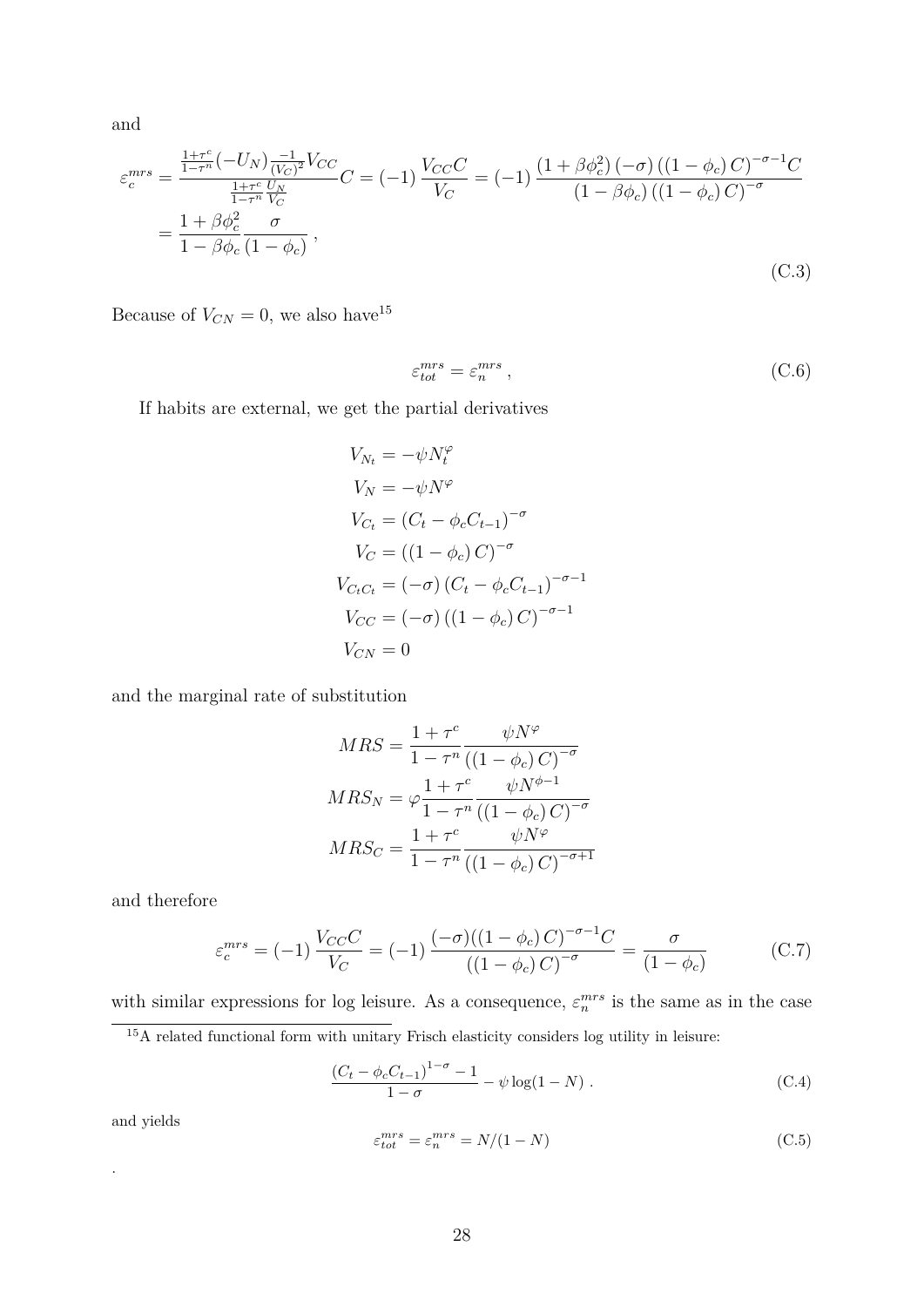and

$$
\begin{aligned}
\varepsilon_c^{mrs} &= \frac{\frac{1+\tau^c}{1-\tau^n}(-U_N)\frac{-1}{(V_C)^2}V_{CC}}{\frac{1+\tau^c}{1-\tau^n}\frac{U_N}{V_C}}C = (-1)\,\frac{V_{CC}C}{V_C} = (-1)\,\frac{\left(1+\beta\phi_c^2\right)(-\sigma)\left(\left(1-\phi_c\right)C\right)^{-\sigma-1}C}{\left(1-\beta\phi_c\right)\left(\left(1-\phi_c\right)C\right)^{-\sigma}} \\
&= \frac{1+\beta\phi_c^2}{1-\beta\phi_c}\frac{\sigma}{\left(1-\phi_c\right)}\,,
\end{aligned}
\tag{C.3}
$$

Because of $V_{CN}=0$, we also have[15]

$$
\varepsilon_{tot}^{mrs} = \varepsilon_n^{mrs}\,, \tag{C.6}
$$

If habits are external, we get the partial derivatives

$$
\begin{aligned}
V_{N_t} &= -\psi N_t^{\varphi} \\
V_N &= -\psi N^{\varphi} \\
V_{C_t} &= \left(C_t - \phi_c C_{t-1}\right)^{-\sigma} \\
V_C &= \left(\left(1-\phi_c\right)C\right)^{-\sigma} \\
V_{C_tC_t} &= (-\sigma)\left(C_t - \phi_c C_{t-1}\right)^{-\sigma-1} \\
V_{CC} &= (-\sigma)\left(\left(1-\phi_c\right)C\right)^{-\sigma-1} \\
V_{CN} &= 0
\end{aligned}
$$

and the marginal rate of substitution

$$
\begin{aligned}
MRS &= \frac{1+\tau^c}{1-\tau^n}\frac{\psi N^{\varphi}}{\left(\left(1-\phi_c\right)C\right)^{-\sigma}} \\
MRS_N &= \varphi\frac{1+\tau^c}{1-\tau^n}\frac{\psi N^{\phi-1}}{\left(\left(1-\phi_c\right)C\right)^{-\sigma}} \\
MRS_C &= \frac{1+\tau^c}{1-\tau^n}\frac{\psi N^{\varphi}}{\left(\left(1-\phi_c\right)C\right)^{-\sigma+1}}
\end{aligned}
$$

and therefore

$$
\varepsilon_c^{mrs} = (-1)\,\frac{V_{CC}C}{V_C} = (-1)\,\frac{(-\sigma)(\left(1-\phi_c\right)C)^{-\sigma-1}C}{\left(\left(1-\phi_c\right)C\right)^{-\sigma}} = \frac{\sigma}{\left(1-\phi_c\right)} \tag{C.7}
$$

with similar expressions for log leisure. As a consequence, $\varepsilon_n^{mrs}$ is the same as in the case

[15] A related functional form with unitary Frisch elasticity considers log utility in leisure:

$$
\frac{\left(C_t - \phi_c C_{t-1}\right)^{1-\sigma} - 1}{1-\sigma} - \psi\log(1-N)\,. \tag{C.4}
$$

and yields

$$
\varepsilon_{tot}^{mrs} = \varepsilon_n^{mrs} = N/(1-N) \tag{C.5}
$$

.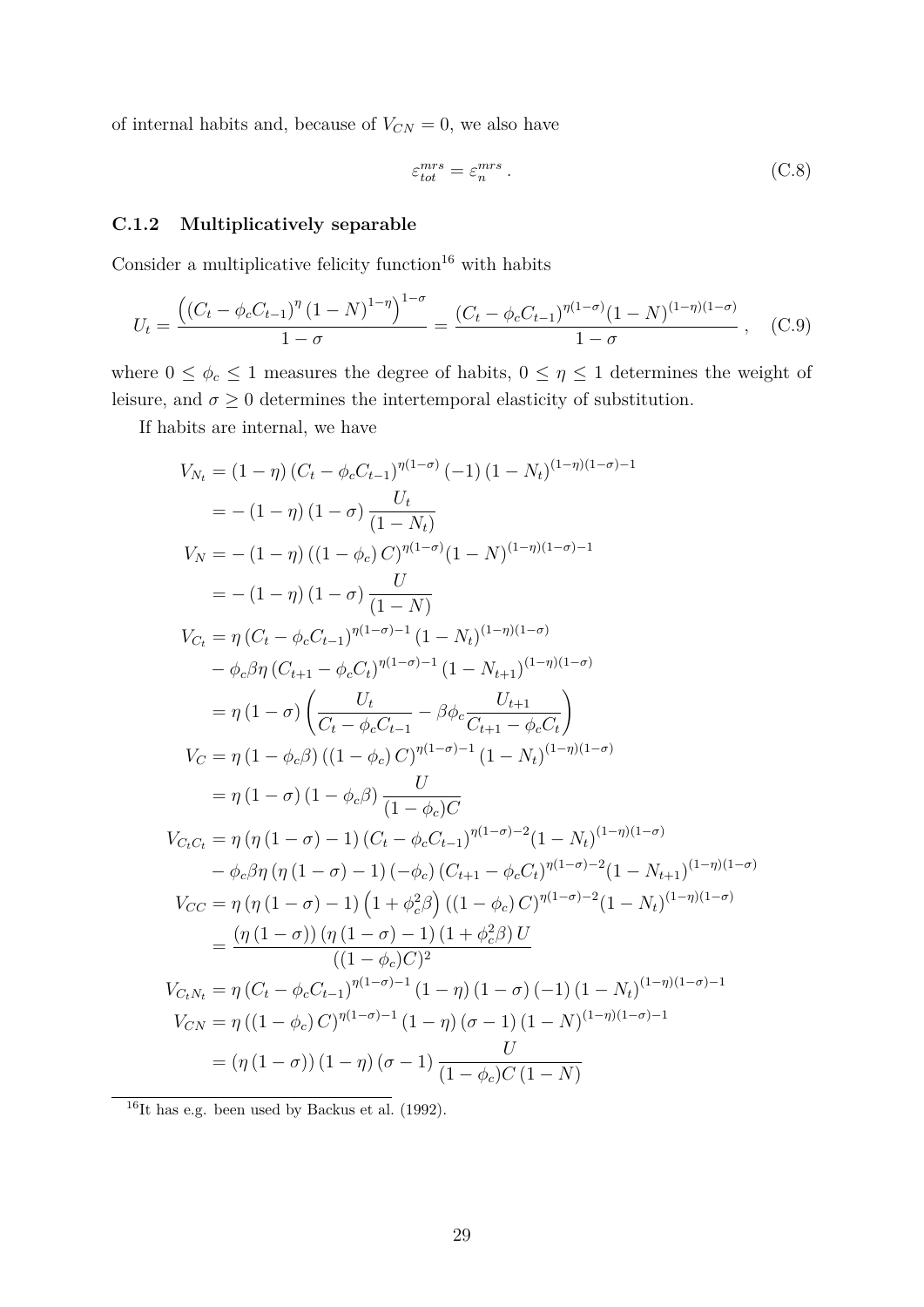of internal habits and, because of $V_{CN} = 0$, we also have

$$\varepsilon_{tot}^{mrs} = \varepsilon_{n}^{mrs} \, . \tag{C.8}$$

### C.1.2 Multiplicatively separable

Consider a multiplicative felicity function[16] with habits

$$U_t = \frac{\left( \left( C_t - \phi_c C_{t-1} \right)^{\eta} \left( 1 - N \right)^{1-\eta} \right)^{1-\sigma}}{1-\sigma} = \frac{\left( C_t - \phi_c C_{t-1} \right)^{\eta(1-\sigma)} (1-N)^{(1-\eta)(1-\sigma)}}{1-\sigma} \, , \tag{C.9}$$

where $0 \leq \phi_c \leq 1$ measures the degree of habits, $0 \leq \eta \leq 1$ determines the weight of leisure, and $\sigma \geq 0$ determines the intertemporal elasticity of substitution.

If habits are internal, we have

$$\begin{aligned}
V_{N_t} &= (1-\eta) \left( C_t - \phi_c C_{t-1} \right)^{\eta(1-\sigma)} (-1) \left( 1 - N_t \right)^{(1-\eta)(1-\sigma)-1} \\
&= -(1-\eta)(1-\sigma) \frac{U_t}{(1-N_t)} \\
V_N &= -(1-\eta) \left( (1-\phi_c) C \right)^{\eta(1-\sigma)} (1-N)^{(1-\eta)(1-\sigma)-1} \\
&= -(1-\eta)(1-\sigma) \frac{U}{(1-N)} \\
V_{C_t} &= \eta \left( C_t - \phi_c C_{t-1} \right)^{\eta(1-\sigma)-1} \left( 1 - N_t \right)^{(1-\eta)(1-\sigma)} \\
&\quad - \phi_c \beta \eta \left( C_{t+1} - \phi_c C_t \right)^{\eta(1-\sigma)-1} \left( 1 - N_{t+1} \right)^{(1-\eta)(1-\sigma)} \\
&= \eta (1-\sigma) \left( \frac{U_t}{C_t - \phi_c C_{t-1}} - \beta \phi_c \frac{U_{t+1}}{C_{t+1} - \phi_c C_t} \right) \\
V_C &= \eta \left( 1 - \phi_c \beta \right) \left( (1-\phi_c) C \right)^{\eta(1-\sigma)-1} \left( 1 - N_t \right)^{(1-\eta)(1-\sigma)} \\
&= \eta (1-\sigma) \left( 1 - \phi_c \beta \right) \frac{U}{(1-\phi_c) C} \\
V_{C_t C_t} &= \eta \left( \eta (1-\sigma) - 1 \right) \left( C_t - \phi_c C_{t-1} \right)^{\eta(1-\sigma)-2} (1-N_t)^{(1-\eta)(1-\sigma)} \\
&\quad - \phi_c \beta \eta \left( \eta (1-\sigma) - 1 \right) (-\phi_c) \left( C_{t+1} - \phi_c C_t \right)^{\eta(1-\sigma)-2} (1-N_{t+1})^{(1-\eta)(1-\sigma)} \\
V_{CC} &= \eta \left( \eta (1-\sigma) - 1 \right) \left( 1 + \phi_c^2 \beta \right) \left( (1-\phi_c) C \right)^{\eta(1-\sigma)-2} (1-N_t)^{(1-\eta)(1-\sigma)} \\
&= \frac{\left( \eta (1-\sigma) \right) \left( \eta (1-\sigma) - 1 \right) \left( 1 + \phi_c^2 \beta \right) U}{((1-\phi_c) C)^2} \\
V_{C_t N_t} &= \eta \left( C_t - \phi_c C_{t-1} \right)^{\eta(1-\sigma)-1} (1-\eta)(1-\sigma)(-1) \left( 1 - N_t \right)^{(1-\eta)(1-\sigma)-1} \\
V_{CN} &= \eta \left( (1-\phi_c) C \right)^{\eta(1-\sigma)-1} (1-\eta)(\sigma - 1) (1-N)^{(1-\eta)(1-\sigma)-1} \\
&= \left( \eta (1-\sigma) \right) (1-\eta)(\sigma - 1) \frac{U}{(1-\phi_c) C (1-N)}
\end{aligned}$$

[16] It has e.g. been used by Backus et al. (1992).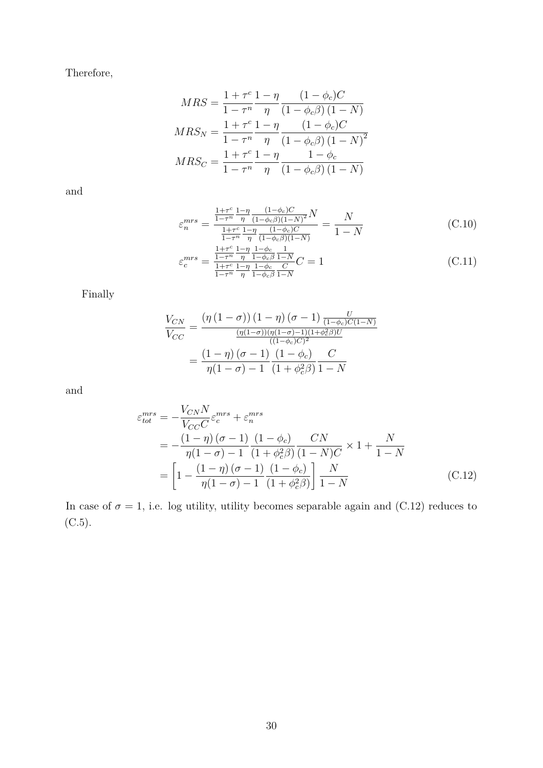Therefore,

$$
\begin{aligned}
MRS &= \frac{1+\tau^c}{1-\tau^n}\frac{1-\eta}{\eta}\frac{(1-\phi_c)C}{(1-\phi_c\beta)(1-N)} \\
MRS_N &= \frac{1+\tau^c}{1-\tau^n}\frac{1-\eta}{\eta}\frac{(1-\phi_c)C}{(1-\phi_c\beta)(1-N)^2} \\
MRS_C &= \frac{1+\tau^c}{1-\tau^n}\frac{1-\eta}{\eta}\frac{1-\phi_c}{(1-\phi_c\beta)(1-N)}
\end{aligned}
$$

and

$$
\varepsilon_n^{mrs} = \frac{\frac{1+\tau^c}{1-\tau^n}\frac{1-\eta}{\eta}\frac{(1-\phi_c)C}{(1-\phi_c\beta)(1-N)^2}N}{\frac{1+\tau^c}{1-\tau^n}\frac{1-\eta}{\eta}\frac{(1-\phi_c)C}{(1-\phi_c\beta)(1-N)}} = \frac{N}{1-N} \tag{C.10}
$$

$$
\varepsilon_c^{mrs} = \frac{\frac{1+\tau^c}{1-\tau^n}\frac{1-\eta}{\eta}\frac{1-\phi_c}{1-\phi_c\beta}\frac{1}{1-N}}{\frac{1+\tau^c}{1-\tau^n}\frac{1-\eta}{\eta}\frac{1-\phi_c}{1-\phi_c\beta}\frac{C}{1-N}}C = 1 \tag{C.11}
$$

Finally

$$
\begin{aligned}
\frac{V_{CN}}{V_{CC}} &= \frac{(\eta(1-\sigma))(1-\eta)(\sigma-1)\frac{U}{(1-\phi_c)C(1-N)}}{\frac{(\eta(1-\sigma))(\eta(1-\sigma)-1)(1+\phi_c^2\beta)U}{((1-\phi_c)C)^2}} \\
&= \frac{(1-\eta)(\sigma-1)}{\eta(1-\sigma)-1}\frac{(1-\phi_c)}{(1+\phi_c^2\beta)}\frac{C}{1-N}
\end{aligned}
$$

and

$$
\begin{aligned}
\varepsilon_{tot}^{mrs} &= -\frac{V_{CN}N}{V_{CC}C}\varepsilon_c^{mrs} + \varepsilon_n^{mrs} \\
&= -\frac{(1-\eta)(\sigma-1)}{\eta(1-\sigma)-1}\frac{(1-\phi_c)}{(1+\phi_c^2\beta)}\frac{CN}{(1-N)C}\times 1 + \frac{N}{1-N} \\
&= \left[1 - \frac{(1-\eta)(\sigma-1)}{\eta(1-\sigma)-1}\frac{(1-\phi_c)}{(1+\phi_c^2\beta)}\right]\frac{N}{1-N}
\end{aligned} \tag{C.12}
$$

In case of $\sigma = 1$, i.e. log utility, utility becomes separable again and (C.12) reduces to (C.5).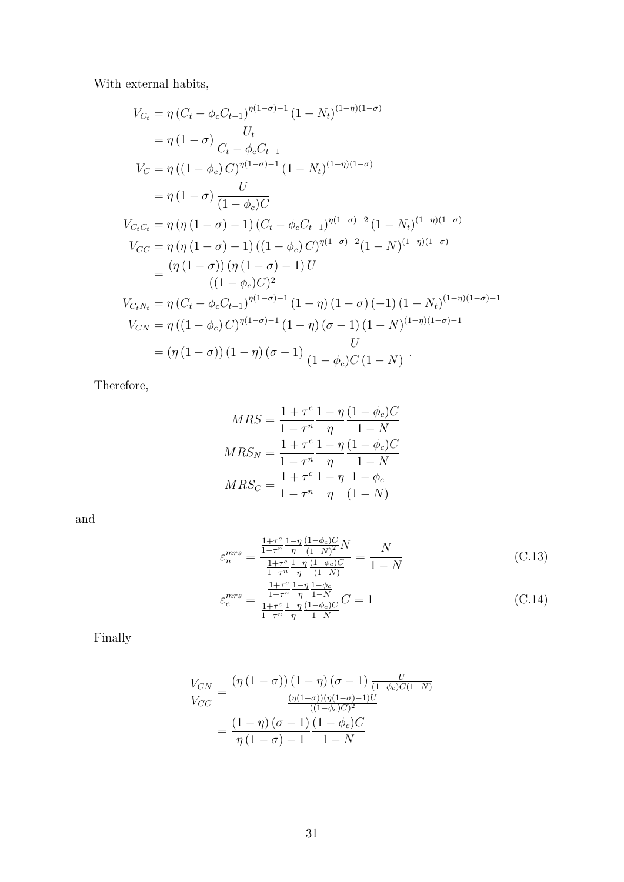With external habits,

$$
\begin{aligned}
V_{C_t} &= \eta \left(C_t - \phi_c C_{t-1}\right)^{\eta(1-\sigma)-1} \left(1 - N_t\right)^{(1-\eta)(1-\sigma)} \\
&= \eta \left(1 - \sigma\right) \frac{U_t}{C_t - \phi_c C_{t-1}} \\
V_C &= \eta \left(\left(1 - \phi_c\right) C\right)^{\eta(1-\sigma)-1} \left(1 - N_t\right)^{(1-\eta)(1-\sigma)} \\
&= \eta \left(1 - \sigma\right) \frac{U}{(1 - \phi_c)C} \\
V_{C_t C_t} &= \eta \left(\eta \left(1 - \sigma\right) - 1\right) \left(C_t - \phi_c C_{t-1}\right)^{\eta(1-\sigma)-2} \left(1 - N_t\right)^{(1-\eta)(1-\sigma)} \\
V_{CC} &= \eta \left(\eta \left(1 - \sigma\right) - 1\right) \left(\left(1 - \phi_c\right) C\right)^{\eta(1-\sigma)-2} (1 - N)^{(1-\eta)(1-\sigma)} \\
&= \frac{\left(\eta \left(1 - \sigma\right)\right) \left(\eta \left(1 - \sigma\right) - 1\right) U}{((1 - \phi_c)C)^2} \\
V_{C_t N_t} &= \eta \left(C_t - \phi_c C_{t-1}\right)^{\eta(1-\sigma)-1} \left(1 - \eta\right) \left(1 - \sigma\right) (-1) \left(1 - N_t\right)^{(1-\eta)(1-\sigma)-1} \\
V_{CN} &= \eta \left(\left(1 - \phi_c\right) C\right)^{\eta(1-\sigma)-1} \left(1 - \eta\right) \left(\sigma - 1\right) \left(1 - N\right)^{(1-\eta)(1-\sigma)-1} \\
&= \left(\eta \left(1 - \sigma\right)\right) \left(1 - \eta\right) \left(\sigma - 1\right) \frac{U}{(1 - \phi_c)C \left(1 - N\right)} \ .
\end{aligned}
$$

Therefore,

$$
\begin{aligned}
MRS &= \frac{1 + \tau^c}{1 - \tau^n} \frac{1 - \eta}{\eta} \frac{(1 - \phi_c)C}{1 - N} \\
MRS_N &= \frac{1 + \tau^c}{1 - \tau^n} \frac{1 - \eta}{\eta} \frac{(1 - \phi_c)C}{1 - N} \\
MRS_C &= \frac{1 + \tau^c}{1 - \tau^n} \frac{1 - \eta}{\eta} \frac{1 - \phi_c}{(1 - N)}
\end{aligned}
$$

and

$$
\varepsilon_n^{mrs} = \frac{\frac{1+\tau^c}{1-\tau^n} \frac{1-\eta}{\eta} \frac{(1-\phi_c)C}{(1-N)^2} N}{\frac{1+\tau^c}{1-\tau^n} \frac{1-\eta}{\eta} \frac{(1-\phi_c)C}{(1-N)}} = \frac{N}{1 - N} \tag{C.13}
$$

$$
\varepsilon_c^{mrs} = \frac{\frac{1+\tau^c}{1-\tau^n} \frac{1-\eta}{\eta} \frac{1-\phi_c}{1-N}}{\frac{1+\tau^c}{1-\tau^n} \frac{1-\eta}{\eta} \frac{(1-\phi_c)C}{1-N}} C = 1 \tag{C.14}
$$

Finally

$$
\begin{aligned}
\frac{V_{CN}}{V_{CC}} &= \frac{\left(\eta \left(1 - \sigma\right)\right) \left(1 - \eta\right) \left(\sigma - 1\right) \frac{U}{(1-\phi_c)C(1-N)}}{\frac{(\eta(1-\sigma))(\eta(1-\sigma)-1)U}{((1-\phi_c)C)^2}} \\
&= \frac{\left(1 - \eta\right) \left(\sigma - 1\right)}{\eta \left(1 - \sigma\right) - 1} \frac{(1 - \phi_c)C}{1 - N}
\end{aligned}
$$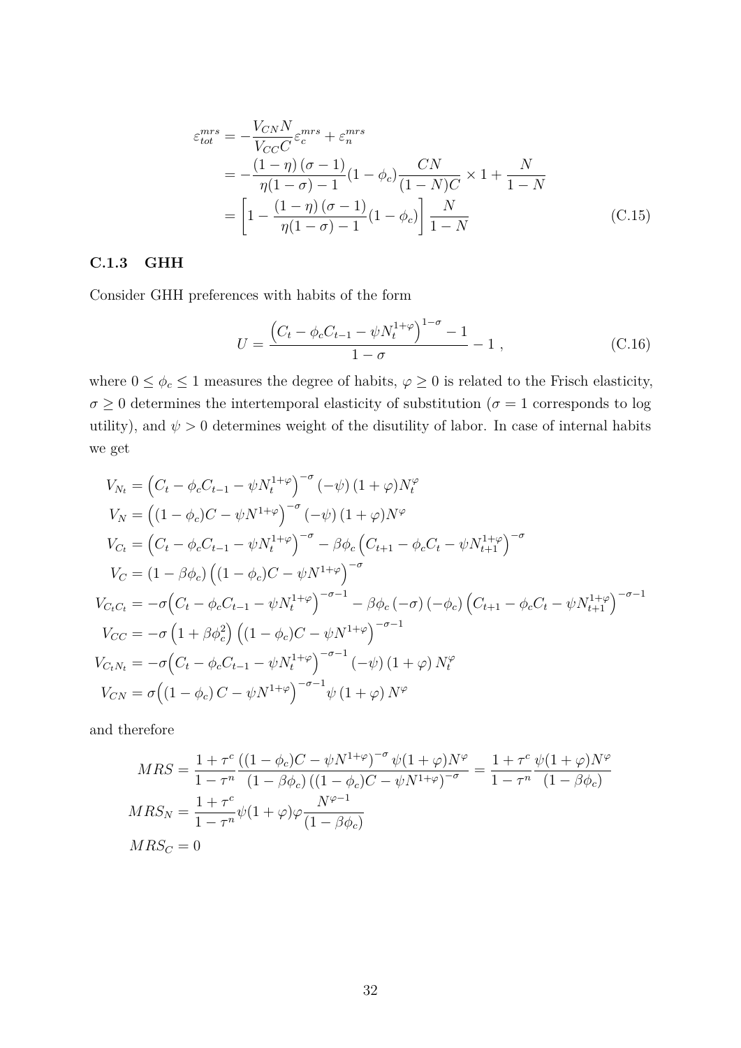$$
\begin{aligned}
\varepsilon_{tot}^{mrs} &= -\frac{V_{CN}N}{V_{CC}C}\varepsilon_c^{mrs} + \varepsilon_n^{mrs} \\
&= -\frac{(1-\eta)(\sigma-1)}{\eta(1-\sigma)-1}(1-\phi_c)\frac{CN}{(1-N)C} \times 1 + \frac{N}{1-N} \\
&= \left[1 - \frac{(1-\eta)(\sigma-1)}{\eta(1-\sigma)-1}(1-\phi_c)\right]\frac{N}{1-N}
\end{aligned}
\tag{C.15}
$$

### C.1.3 GHH

Consider GHH preferences with habits of the form

$$
U = \frac{\left(C_t - \phi_c C_{t-1} - \psi N_t^{1+\varphi}\right)^{1-\sigma} - 1}{1-\sigma} - 1 \ , \tag{C.16}
$$

where $0 \leq \phi_c \leq 1$ measures the degree of habits, $\varphi \geq 0$ is related to the Frisch elasticity, $\sigma \geq 0$ determines the intertemporal elasticity of substitution ($\sigma = 1$ corresponds to log utility), and $\psi > 0$ determines weight of the disutility of labor. In case of internal habits we get

$$
\begin{aligned}
V_{N_t} &= \left(C_t - \phi_c C_{t-1} - \psi N_t^{1+\varphi}\right)^{-\sigma}(-\psi)(1+\varphi)N_t^{\varphi} \\
V_N &= \left((1-\phi_c)C - \psi N^{1+\varphi}\right)^{-\sigma}(-\psi)(1+\varphi)N^{\varphi} \\
V_{C_t} &= \left(C_t - \phi_c C_{t-1} - \psi N_t^{1+\varphi}\right)^{-\sigma} - \beta\phi_c\left(C_{t+1} - \phi_c C_t - \psi N_{t+1}^{1+\varphi}\right)^{-\sigma} \\
V_C &= (1-\beta\phi_c)\left((1-\phi_c)C - \psi N^{1+\varphi}\right)^{-\sigma} \\
V_{C_tC_t} &= -\sigma\left(C_t - \phi_c C_{t-1} - \psi N_t^{1+\varphi}\right)^{-\sigma-1} - \beta\phi_c(-\sigma)(-\phi_c)\left(C_{t+1} - \phi_c C_t - \psi N_{t+1}^{1+\varphi}\right)^{-\sigma-1} \\
V_{CC} &= -\sigma\left(1+\beta\phi_c^2\right)\left((1-\phi_c)C - \psi N^{1+\varphi}\right)^{-\sigma-1} \\
V_{C_tN_t} &= -\sigma\left(C_t - \phi_c C_{t-1} - \psi N_t^{1+\varphi}\right)^{-\sigma-1}(-\psi)(1+\varphi)N_t^{\varphi} \\
V_{CN} &= \sigma\left((1-\phi_c)C - \psi N^{1+\varphi}\right)^{-\sigma-1}\psi(1+\varphi)N^{\varphi}
\end{aligned}
$$

and therefore

$$
\begin{aligned}
MRS &= \frac{1+\tau^c}{1-\tau^n}\frac{\left((1-\phi_c)C - \psi N^{1+\varphi}\right)^{-\sigma}\psi(1+\varphi)N^{\varphi}}{(1-\beta\phi_c)\left((1-\phi_c)C - \psi N^{1+\varphi}\right)^{-\sigma}} = \frac{1+\tau^c}{1-\tau^n}\frac{\psi(1+\varphi)N^{\varphi}}{(1-\beta\phi_c)} \\
MRS_N &= \frac{1+\tau^c}{1-\tau^n}\psi(1+\varphi)\varphi\frac{N^{\varphi-1}}{(1-\beta\phi_c)} \\
MRS_C &= 0
\end{aligned}
$$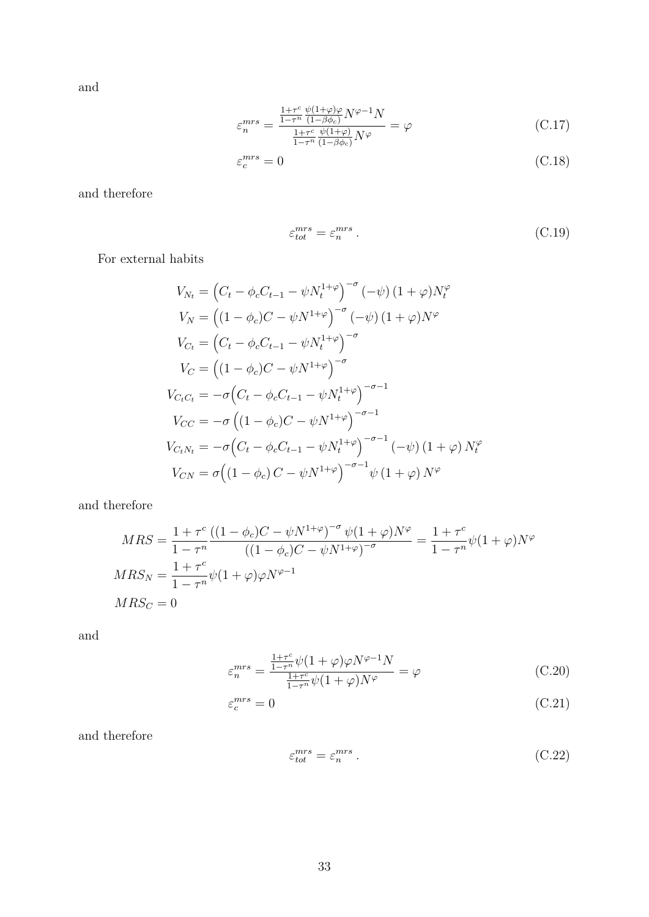and

$$\varepsilon_n^{mrs} = \frac{\frac{1+\tau^c}{1-\tau^n}\frac{\psi(1+\varphi)\varphi}{(1-\beta\phi_c)}N^{\varphi-1}N}{\frac{1+\tau^c}{1-\tau^n}\frac{\psi(1+\varphi)}{(1-\beta\phi_c)}N^{\varphi}} = \varphi \tag{C.17}$$

$$\varepsilon_c^{mrs} = 0 \tag{C.18}$$

and therefore

$$\varepsilon_{tot}^{mrs} = \varepsilon_n^{mrs}\,. \tag{C.19}$$

For external habits

$$\begin{aligned}
V_{N_t} &= \left(C_t - \phi_c C_{t-1} - \psi N_t^{1+\varphi}\right)^{-\sigma}(-\psi)(1+\varphi)N_t^{\varphi} \\
V_N &= \left((1-\phi_c)C - \psi N^{1+\varphi}\right)^{-\sigma}(-\psi)(1+\varphi)N^{\varphi} \\
V_{C_t} &= \left(C_t - \phi_c C_{t-1} - \psi N_t^{1+\varphi}\right)^{-\sigma} \\
V_C &= \left((1-\phi_c)C - \psi N^{1+\varphi}\right)^{-\sigma} \\
V_{C_tC_t} &= -\sigma\left(C_t - \phi_c C_{t-1} - \psi N_t^{1+\varphi}\right)^{-\sigma-1} \\
V_{CC} &= -\sigma\left((1-\phi_c)C - \psi N^{1+\varphi}\right)^{-\sigma-1} \\
V_{C_tN_t} &= -\sigma\left(C_t - \phi_c C_{t-1} - \psi N_t^{1+\varphi}\right)^{-\sigma-1}(-\psi)(1+\varphi)N_t^{\varphi} \\
V_{CN} &= \sigma\left((1-\phi_c)C - \psi N^{1+\varphi}\right)^{-\sigma-1}\psi(1+\varphi)N^{\varphi}
\end{aligned}$$

and therefore

$$\begin{aligned}
MRS &= \frac{1+\tau^c}{1-\tau^n}\frac{\left((1-\phi_c)C - \psi N^{1+\varphi}\right)^{-\sigma}\psi(1+\varphi)N^{\varphi}}{\left((1-\phi_c)C - \psi N^{1+\varphi}\right)^{-\sigma}} = \frac{1+\tau^c}{1-\tau^n}\psi(1+\varphi)N^{\varphi} \\
MRS_N &= \frac{1+\tau^c}{1-\tau^n}\psi(1+\varphi)\varphi N^{\varphi-1} \\
MRS_C &= 0
\end{aligned}$$

and

$$\varepsilon_n^{mrs} = \frac{\frac{1+\tau^c}{1-\tau^n}\psi(1+\varphi)\varphi N^{\varphi-1}N}{\frac{1+\tau^c}{1-\tau^n}\psi(1+\varphi)N^{\varphi}} = \varphi \tag{C.20}$$

$$\varepsilon_c^{mrs} = 0 \tag{C.21}$$

and therefore

$$\varepsilon_{tot}^{mrs} = \varepsilon_n^{mrs}\,. \tag{C.22}$$